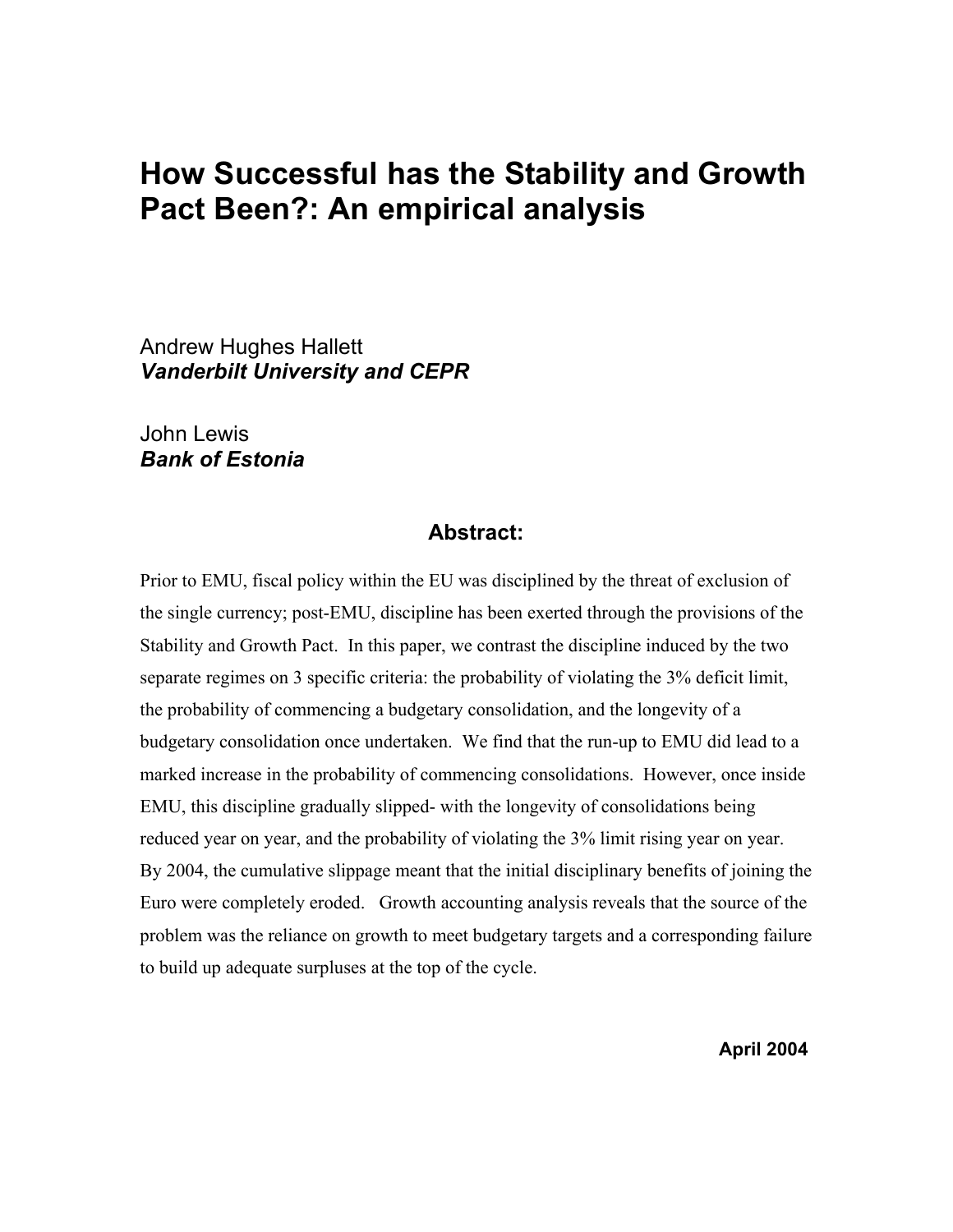# How Successful has the Stability and Growth Pact Been?: An empirical analysis

Andrew Hughes Hallett
***Vanderbilt University and CEPR***

John Lewis
***Bank of Estonia***

## Abstract:

Prior to EMU, fiscal policy within the EU was disciplined by the threat of exclusion of the single currency; post-EMU, discipline has been exerted through the provisions of the Stability and Growth Pact. In this paper, we contrast the discipline induced by the two separate regimes on 3 specific criteria: the probability of violating the 3% deficit limit, the probability of commencing a budgetary consolidation, and the longevity of a budgetary consolidation once undertaken. We find that the run-up to EMU did lead to a marked increase in the probability of commencing consolidations. However, once inside EMU, this discipline gradually slipped- with the longevity of consolidations being reduced year on year, and the probability of violating the 3% limit rising year on year. By 2004, the cumulative slippage meant that the initial disciplinary benefits of joining the Euro were completely eroded. Growth accounting analysis reveals that the source of the problem was the reliance on growth to meet budgetary targets and a corresponding failure to build up adequate surpluses at the top of the cycle.

**April 2004**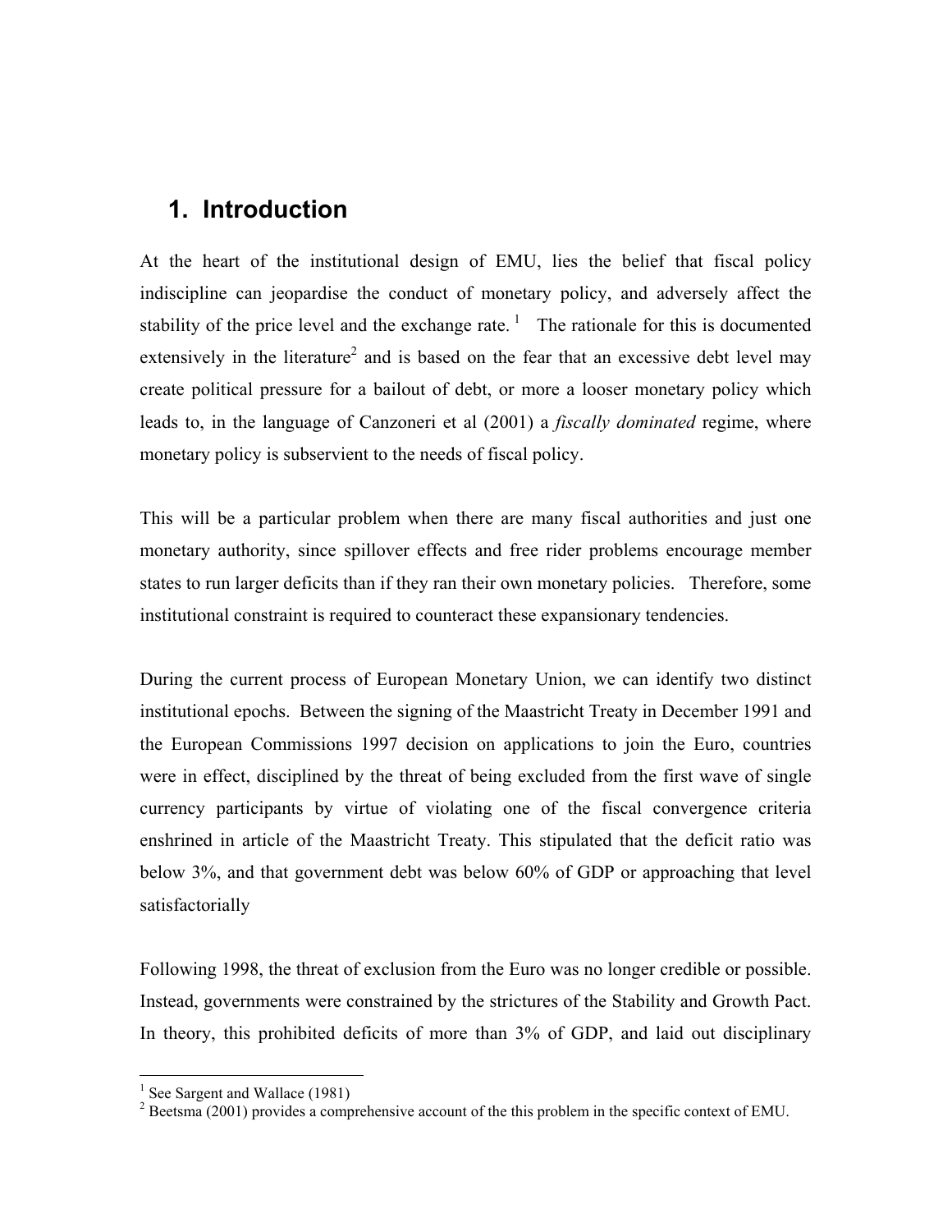# 1. Introduction

At the heart of the institutional design of EMU, lies the belief that fiscal policy indiscipline can jeopardise the conduct of monetary policy, and adversely affect the stability of the price level and the exchange rate. [1] The rationale for this is documented extensively in the literature[2] and is based on the fear that an excessive debt level may create political pressure for a bailout of debt, or more a looser monetary policy which leads to, in the language of Canzoneri et al (2001) a *fiscally dominated* regime, where monetary policy is subservient to the needs of fiscal policy.

This will be a particular problem when there are many fiscal authorities and just one monetary authority, since spillover effects and free rider problems encourage member states to run larger deficits than if they ran their own monetary policies. Therefore, some institutional constraint is required to counteract these expansionary tendencies.

During the current process of European Monetary Union, we can identify two distinct institutional epochs. Between the signing of the Maastricht Treaty in December 1991 and the European Commissions 1997 decision on applications to join the Euro, countries were in effect, disciplined by the threat of being excluded from the first wave of single currency participants by virtue of violating one of the fiscal convergence criteria enshrined in article of the Maastricht Treaty. This stipulated that the deficit ratio was below 3%, and that government debt was below 60% of GDP or approaching that level satisfactorially

Following 1998, the threat of exclusion from the Euro was no longer credible or possible. Instead, governments were constrained by the strictures of the Stability and Growth Pact. In theory, this prohibited deficits of more than 3% of GDP, and laid out disciplinary

[1] See Sargent and Wallace (1981)

[2] Beetsma (2001) provides a comprehensive account of the this problem in the specific context of EMU.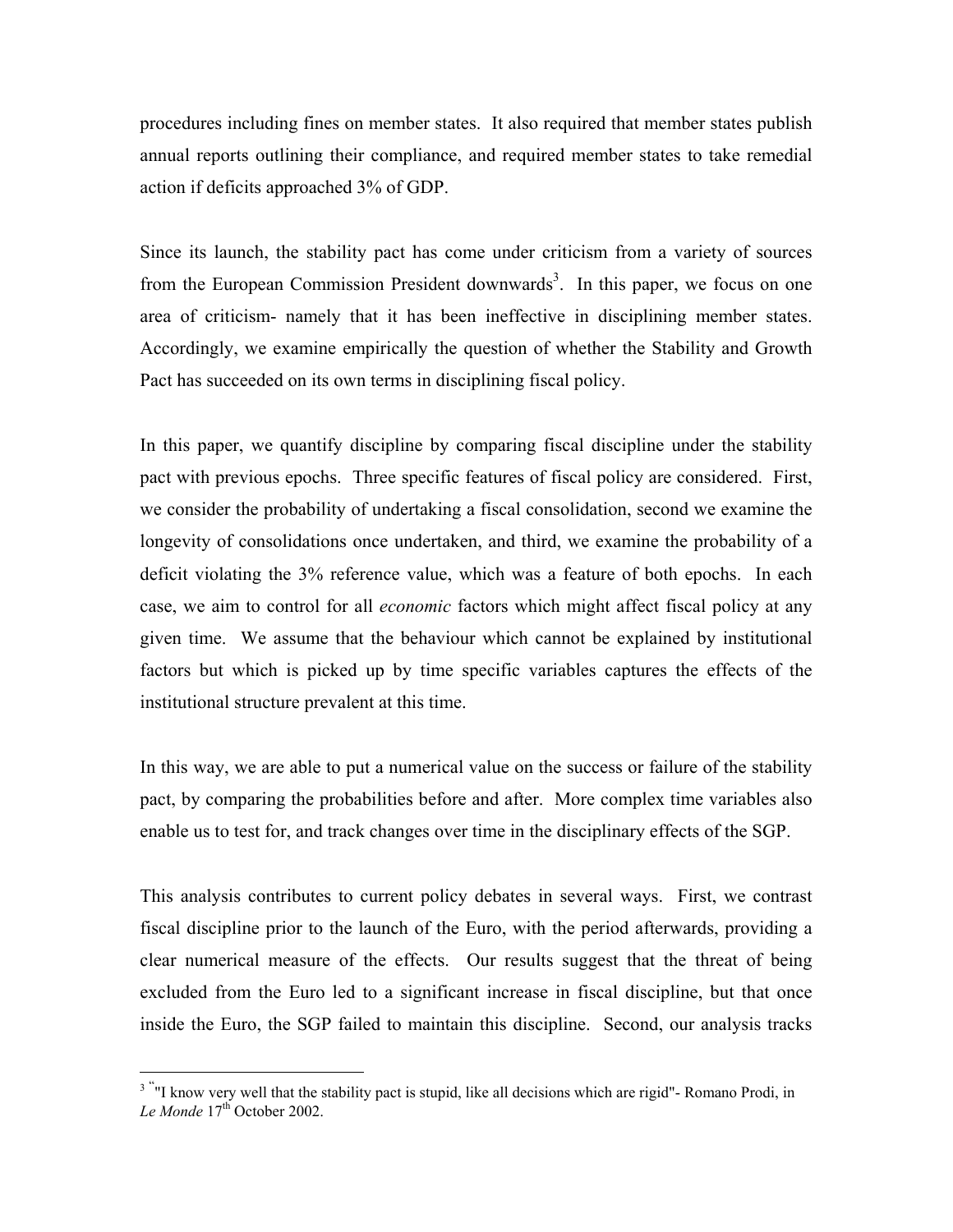procedures including fines on member states. It also required that member states publish annual reports outlining their compliance, and required member states to take remedial action if deficits approached 3% of GDP.

Since its launch, the stability pact has come under criticism from a variety of sources from the European Commission President downwards[3]. In this paper, we focus on one area of criticism- namely that it has been ineffective in disciplining member states. Accordingly, we examine empirically the question of whether the Stability and Growth Pact has succeeded on its own terms in disciplining fiscal policy.

In this paper, we quantify discipline by comparing fiscal discipline under the stability pact with previous epochs. Three specific features of fiscal policy are considered. First, we consider the probability of undertaking a fiscal consolidation, second we examine the longevity of consolidations once undertaken, and third, we examine the probability of a deficit violating the 3% reference value, which was a feature of both epochs. In each case, we aim to control for all *economic* factors which might affect fiscal policy at any given time. We assume that the behaviour which cannot be explained by institutional factors but which is picked up by time specific variables captures the effects of the institutional structure prevalent at this time.

In this way, we are able to put a numerical value on the success or failure of the stability pact, by comparing the probabilities before and after. More complex time variables also enable us to test for, and track changes over time in the disciplinary effects of the SGP.

This analysis contributes to current policy debates in several ways. First, we contrast fiscal discipline prior to the launch of the Euro, with the period afterwards, providing a clear numerical measure of the effects. Our results suggest that the threat of being excluded from the Euro led to a significant increase in fiscal discipline, but that once inside the Euro, the SGP failed to maintain this discipline. Second, our analysis tracks

---

[3] ""I know very well that the stability pact is stupid, like all decisions which are rigid"- Romano Prodi, in *Le Monde* 17th October 2002.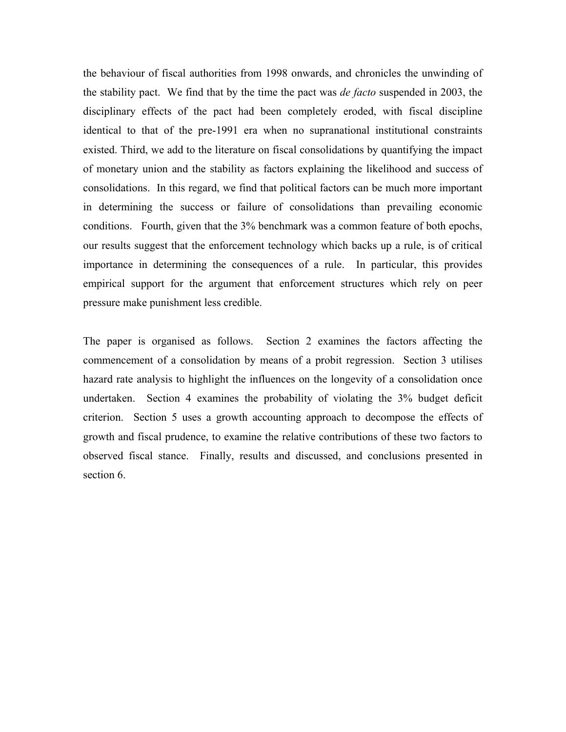the behaviour of fiscal authorities from 1998 onwards, and chronicles the unwinding of the stability pact. We find that by the time the pact was *de facto* suspended in 2003, the disciplinary effects of the pact had been completely eroded, with fiscal discipline identical to that of the pre-1991 era when no supranational institutional constraints existed. Third, we add to the literature on fiscal consolidations by quantifying the impact of monetary union and the stability as factors explaining the likelihood and success of consolidations. In this regard, we find that political factors can be much more important in determining the success or failure of consolidations than prevailing economic conditions. Fourth, given that the 3% benchmark was a common feature of both epochs, our results suggest that the enforcement technology which backs up a rule, is of critical importance in determining the consequences of a rule. In particular, this provides empirical support for the argument that enforcement structures which rely on peer pressure make punishment less credible.

The paper is organised as follows. Section 2 examines the factors affecting the commencement of a consolidation by means of a probit regression. Section 3 utilises hazard rate analysis to highlight the influences on the longevity of a consolidation once undertaken. Section 4 examines the probability of violating the 3% budget deficit criterion. Section 5 uses a growth accounting approach to decompose the effects of growth and fiscal prudence, to examine the relative contributions of these two factors to observed fiscal stance. Finally, results and discussed, and conclusions presented in section 6.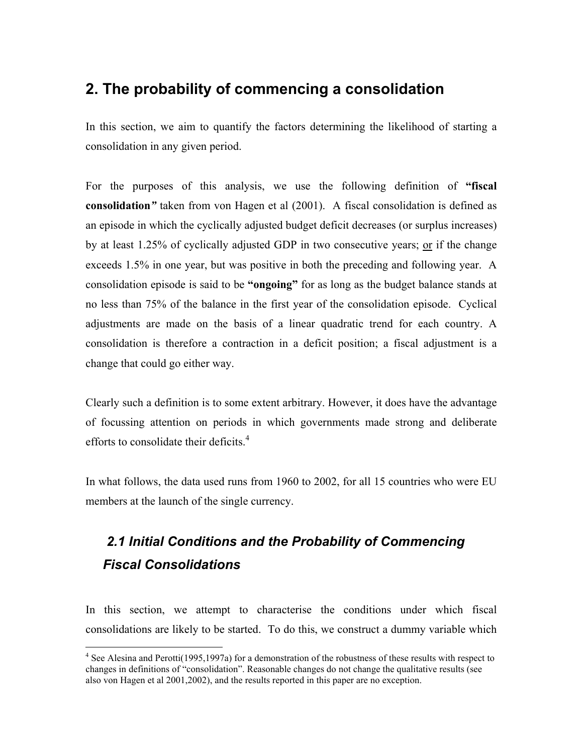## 2. The probability of commencing a consolidation

In this section, we aim to quantify the factors determining the likelihood of starting a consolidation in any given period.

For the purposes of this analysis, we use the following definition of **"fiscal consolidation"** taken from von Hagen et al (2001). A fiscal consolidation is defined as an episode in which the cyclically adjusted budget deficit decreases (or surplus increases) by at least 1.25% of cyclically adjusted GDP in two consecutive years; <u>or</u> if the change exceeds 1.5% in one year, but was positive in both the preceding and following year. A consolidation episode is said to be **"ongoing"** for as long as the budget balance stands at no less than 75% of the balance in the first year of the consolidation episode. Cyclical adjustments are made on the basis of a linear quadratic trend for each country. A consolidation is therefore a contraction in a deficit position; a fiscal adjustment is a change that could go either way.

Clearly such a definition is to some extent arbitrary. However, it does have the advantage of focussing attention on periods in which governments made strong and deliberate efforts to consolidate their deficits.[4]

In what follows, the data used runs from 1960 to 2002, for all 15 countries who were EU members at the launch of the single currency.

### *2.1 Initial Conditions and the Probability of Commencing Fiscal Consolidations*

In this section, we attempt to characterise the conditions under which fiscal consolidations are likely to be started. To do this, we construct a dummy variable which

[4] See Alesina and Perotti(1995,1997a) for a demonstration of the robustness of these results with respect to changes in definitions of "consolidation". Reasonable changes do not change the qualitative results (see also von Hagen et al 2001,2002), and the results reported in this paper are no exception.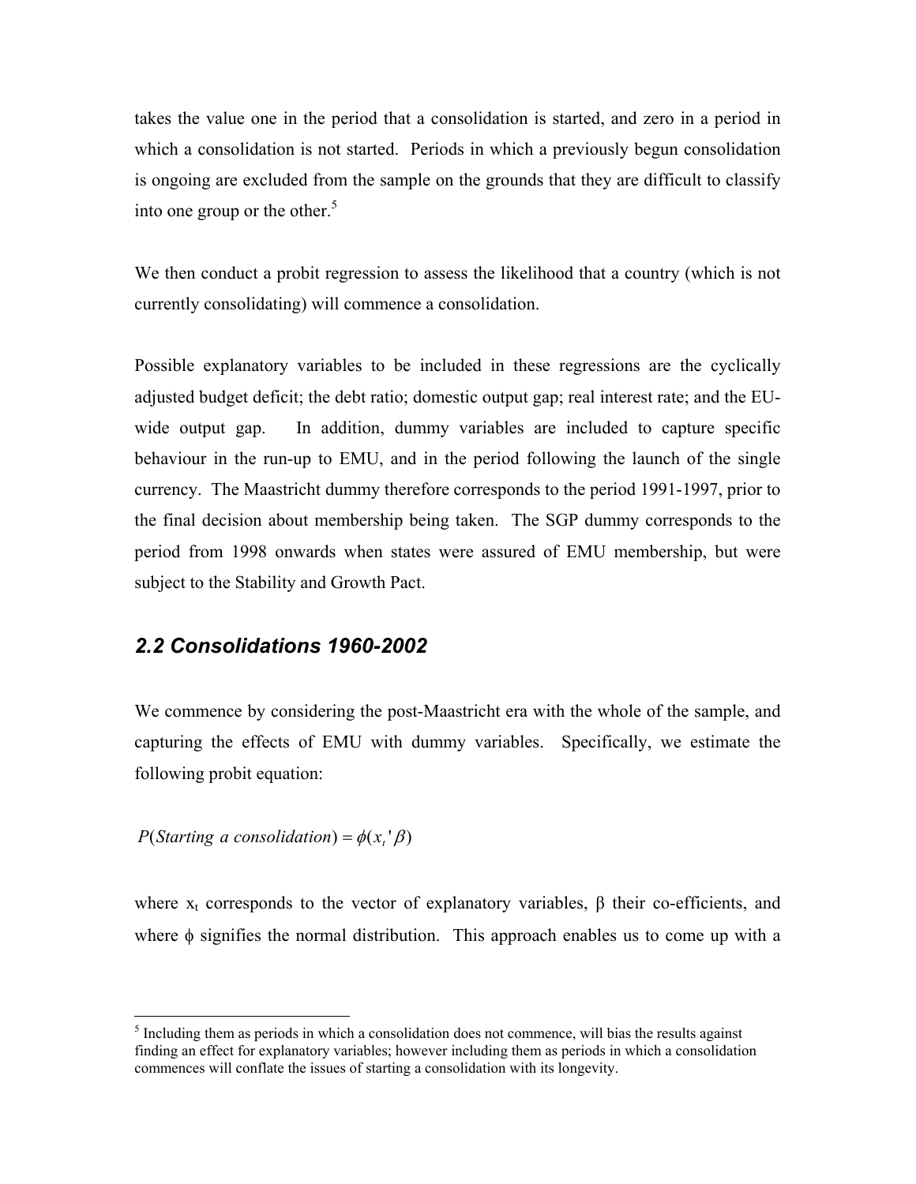takes the value one in the period that a consolidation is started, and zero in a period in which a consolidation is not started. Periods in which a previously begun consolidation is ongoing are excluded from the sample on the grounds that they are difficult to classify into one group or the other.[5]

We then conduct a probit regression to assess the likelihood that a country (which is not currently consolidating) will commence a consolidation.

Possible explanatory variables to be included in these regressions are the cyclically adjusted budget deficit; the debt ratio; domestic output gap; real interest rate; and the EU-wide output gap. In addition, dummy variables are included to capture specific behaviour in the run-up to EMU, and in the period following the launch of the single currency. The Maastricht dummy therefore corresponds to the period 1991-1997, prior to the final decision about membership being taken. The SGP dummy corresponds to the period from 1998 onwards when states were assured of EMU membership, but were subject to the Stability and Growth Pact.

## 2.2 Consolidations 1960-2002

We commence by considering the post-Maastricht era with the whole of the sample, and capturing the effects of EMU with dummy variables. Specifically, we estimate the following probit equation:

$$P(\textit{Starting a consolidation}) = \phi(x_t{}'\beta)$$

where $x_t$ corresponds to the vector of explanatory variables, $\beta$ their co-efficients, and where $\phi$ signifies the normal distribution. This approach enables us to come up with a

[5] Including them as periods in which a consolidation does not commence, will bias the results against finding an effect for explanatory variables; however including them as periods in which a consolidation commences will conflate the issues of starting a consolidation with its longevity.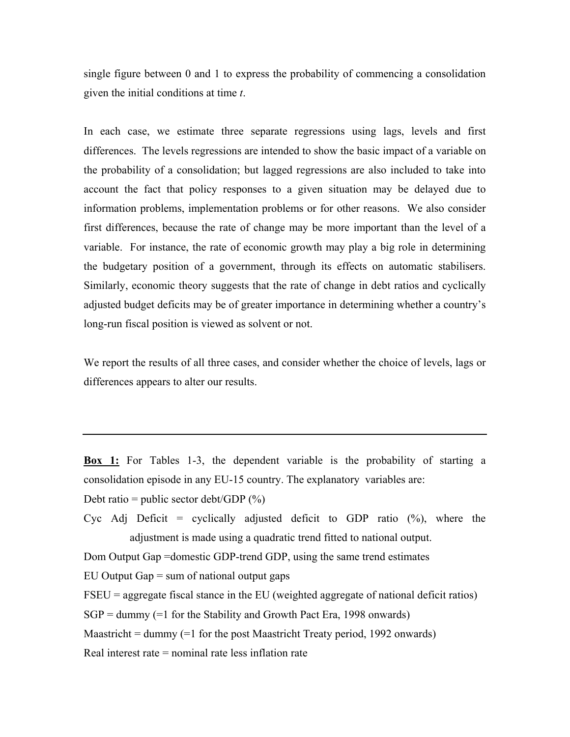single figure between 0 and 1 to express the probability of commencing a consolidation given the initial conditions at time *t*.

In each case, we estimate three separate regressions using lags, levels and first differences. The levels regressions are intended to show the basic impact of a variable on the probability of a consolidation; but lagged regressions are also included to take into account the fact that policy responses to a given situation may be delayed due to information problems, implementation problems or for other reasons. We also consider first differences, because the rate of change may be more important than the level of a variable. For instance, the rate of economic growth may play a big role in determining the budgetary position of a government, through its effects on automatic stabilisers. Similarly, economic theory suggests that the rate of change in debt ratios and cyclically adjusted budget deficits may be of greater importance in determining whether a country's long-run fiscal position is viewed as solvent or not.

We report the results of all three cases, and consider whether the choice of levels, lags or differences appears to alter our results.

---

**Box 1:** For Tables 1-3, the dependent variable is the probability of starting a consolidation episode in any EU-15 country. The explanatory variables are:

Debt ratio = public sector debt/GDP (%)

Cyc Adj Deficit = cyclically adjusted deficit to GDP ratio (%), where the adjustment is made using a quadratic trend fitted to national output.

Dom Output Gap =domestic GDP-trend GDP, using the same trend estimates

EU Output Gap = sum of national output gaps

FSEU = aggregate fiscal stance in the EU (weighted aggregate of national deficit ratios)

SGP = dummy (=1 for the Stability and Growth Pact Era, 1998 onwards)

Maastricht = dummy (=1 for the post Maastricht Treaty period, 1992 onwards)

Real interest rate = nominal rate less inflation rate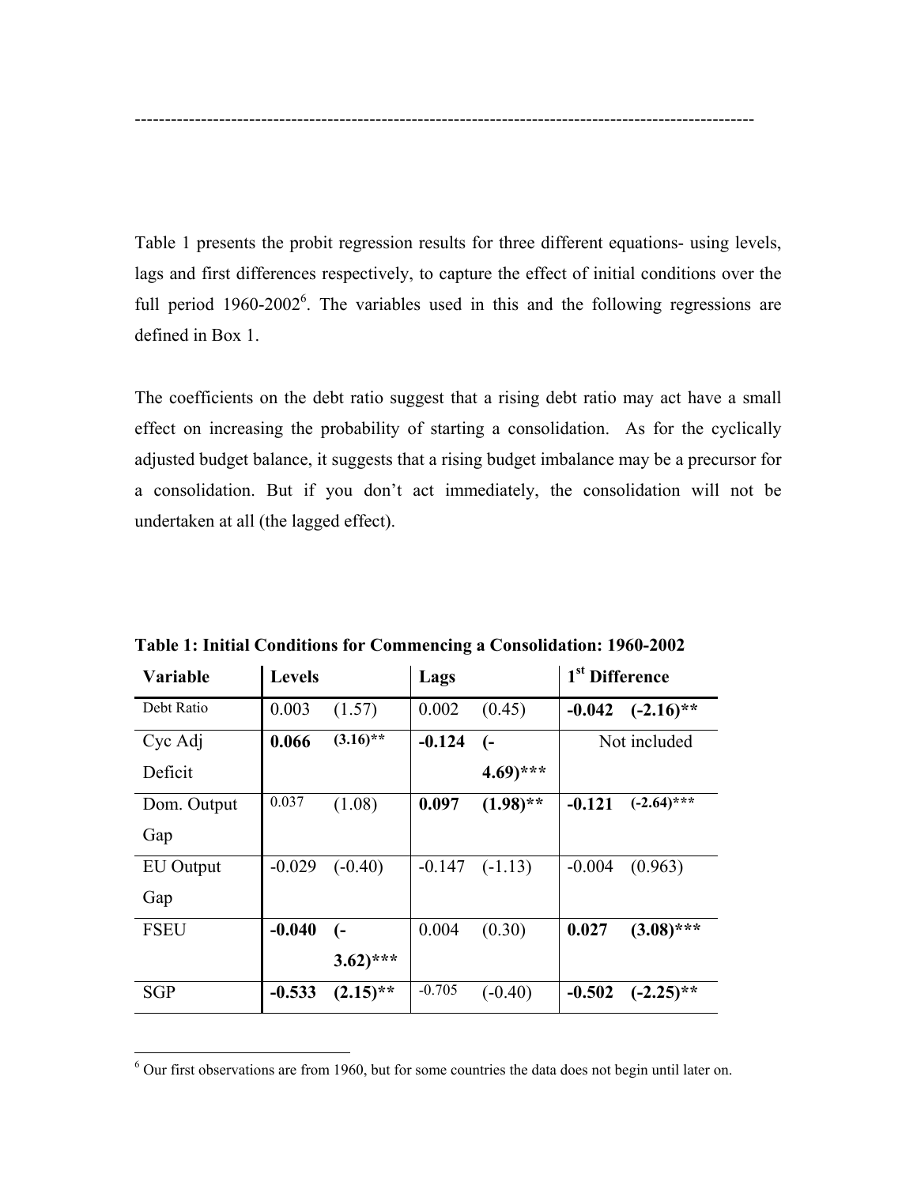----------------------------------------------------------------------------------------------------

Table 1 presents the probit regression results for three different equations- using levels, lags and first differences respectively, to capture the effect of initial conditions over the full period 1960-2002[6]. The variables used in this and the following regressions are defined in Box 1.

The coefficients on the debt ratio suggest that a rising debt ratio may act have a small effect on increasing the probability of starting a consolidation. As for the cyclically adjusted budget balance, it suggests that a rising budget imbalance may be a precursor for a consolidation. But if you don't act immediately, the consolidation will not be undertaken at all (the lagged effect).

**Table 1: Initial Conditions for Commencing a Consolidation: 1960-2002**

| Variable | Levels | | Lags | | 1[st] Difference | |
|---|---|---|---|---|---|---|
| Debt Ratio | 0.003 | (1.57) | 0.002 | (0.45) | **-0.042** | **(-2.16)\*\*** |
| Cyc Adj Deficit | **0.066** | **(3.16)\*\*** | **-0.124** | **(-4.69)\*\*\*** | Not included | |
| Dom. Output Gap | 0.037 | (1.08) | **0.097** | **(1.98)\*\*** | **-0.121** | **(-2.64)\*\*\*** |
| EU Output Gap | -0.029 | (-0.40) | -0.147 | (-1.13) | -0.004 | (0.963) |
| FSEU | **-0.040** | **(-3.62)\*\*\*** | 0.004 | (0.30) | **0.027** | **(3.08)\*\*\*** |
| SGP | **-0.533** | **(2.15)\*\*** | -0.705 | (-0.40) | **-0.502** | **(-2.25)\*\*** |

[6] Our first observations are from 1960, but for some countries the data does not begin until later on.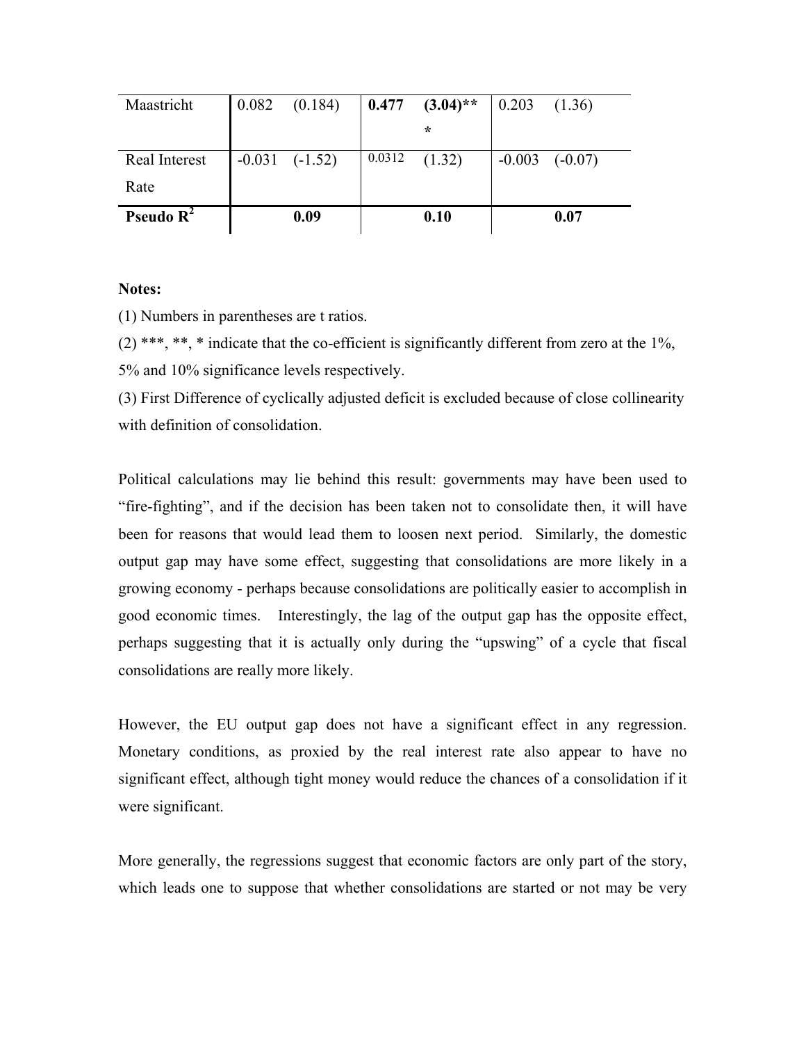| | | | | | | |
|---|---|---|---|---|---|---|
| Maastricht | 0.082 | (0.184) | **0.477** | **(3.04)*****| 0.203 | (1.36) |
| Real Interest Rate | -0.031 | (-1.52) | 0.0312 | (1.32) | -0.003 | (-0.07) |
| **Pseudo $R^2$** | | **0.09** | | **0.10** | | **0.07** |

**Notes:**

(1) Numbers in parentheses are t ratios.

(2) ***, **, * indicate that the co-efficient is significantly different from zero at the 1%, 5% and 10% significance levels respectively.

(3) First Difference of cyclically adjusted deficit is excluded because of close collinearity with definition of consolidation.

Political calculations may lie behind this result: governments may have been used to "fire-fighting", and if the decision has been taken not to consolidate then, it will have been for reasons that would lead them to loosen next period. Similarly, the domestic output gap may have some effect, suggesting that consolidations are more likely in a growing economy - perhaps because consolidations are politically easier to accomplish in good economic times. Interestingly, the lag of the output gap has the opposite effect, perhaps suggesting that it is actually only during the "upswing" of a cycle that fiscal consolidations are really more likely.

However, the EU output gap does not have a significant effect in any regression. Monetary conditions, as proxied by the real interest rate also appear to have no significant effect, although tight money would reduce the chances of a consolidation if it were significant.

More generally, the regressions suggest that economic factors are only part of the story, which leads one to suppose that whether consolidations are started or not may be very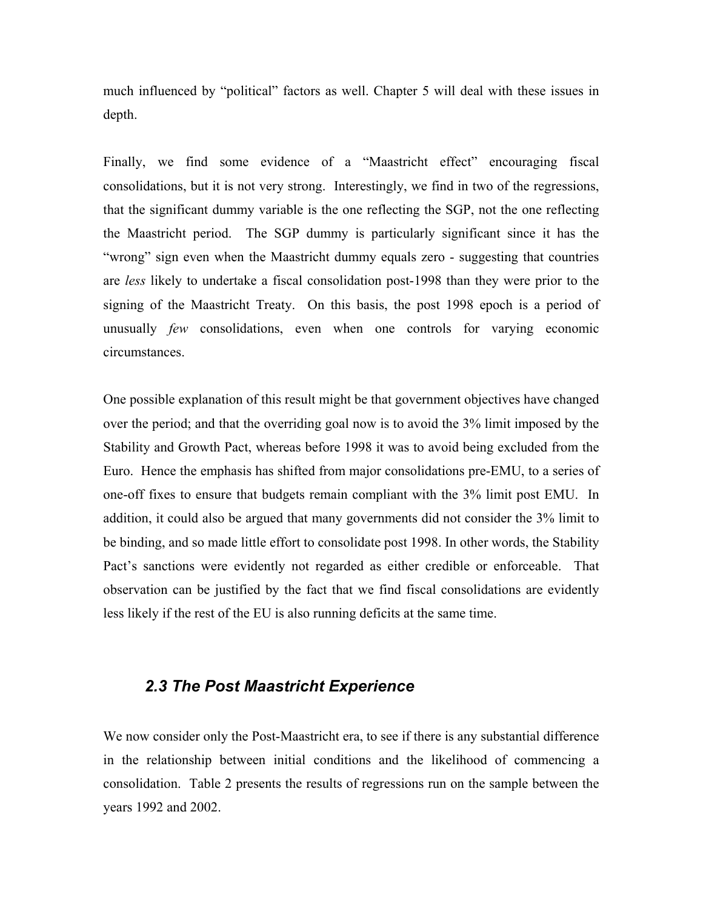much influenced by "political" factors as well. Chapter 5 will deal with these issues in depth.

Finally, we find some evidence of a "Maastricht effect" encouraging fiscal consolidations, but it is not very strong. Interestingly, we find in two of the regressions, that the significant dummy variable is the one reflecting the SGP, not the one reflecting the Maastricht period. The SGP dummy is particularly significant since it has the "wrong" sign even when the Maastricht dummy equals zero - suggesting that countries are *less* likely to undertake a fiscal consolidation post-1998 than they were prior to the signing of the Maastricht Treaty. On this basis, the post 1998 epoch is a period of unusually *few* consolidations, even when one controls for varying economic circumstances.

One possible explanation of this result might be that government objectives have changed over the period; and that the overriding goal now is to avoid the 3% limit imposed by the Stability and Growth Pact, whereas before 1998 it was to avoid being excluded from the Euro. Hence the emphasis has shifted from major consolidations pre-EMU, to a series of one-off fixes to ensure that budgets remain compliant with the 3% limit post EMU. In addition, it could also be argued that many governments did not consider the 3% limit to be binding, and so made little effort to consolidate post 1998. In other words, the Stability Pact's sanctions were evidently not regarded as either credible or enforceable. That observation can be justified by the fact that we find fiscal consolidations are evidently less likely if the rest of the EU is also running deficits at the same time.

### *2.3 The Post Maastricht Experience*

We now consider only the Post-Maastricht era, to see if there is any substantial difference in the relationship between initial conditions and the likelihood of commencing a consolidation. Table 2 presents the results of regressions run on the sample between the years 1992 and 2002.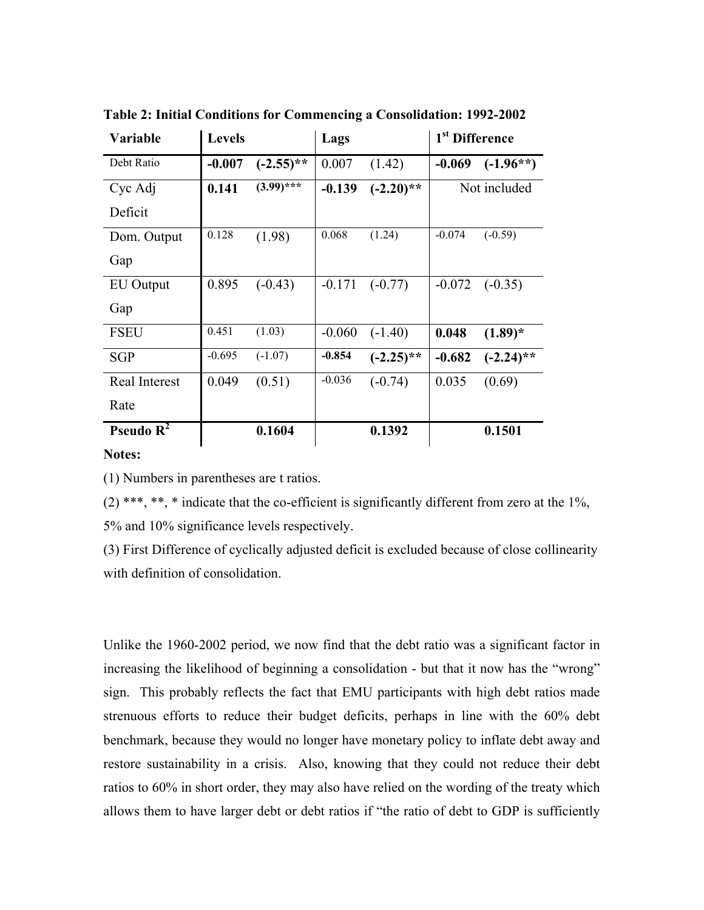**Table 2: Initial Conditions for Commencing a Consolidation: 1992-2002**

| Variable | Levels | | Lags | | 1st Difference | |
|---|---|---|---|---|---|---|
| Debt Ratio | **-0.007** | **(-2.55)\*\*** | 0.007 | (1.42) | **-0.069** | **(-1.96\*\*)** |
| Cyc Adj Deficit | **0.141** | **(3.99)\*\*\*** | **-0.139** | **(-2.20)\*\*** | Not included | |
| Dom. Output Gap | 0.128 | (1.98) | 0.068 | (1.24) | -0.074 | (-0.59) |
| EU Output Gap | 0.895 | (-0.43) | -0.171 | (-0.77) | -0.072 | (-0.35) |
| FSEU | 0.451 | (1.03) | -0.060 | (-1.40) | **0.048** | **(1.89)\*** |
| SGP | -0.695 | (-1.07) | **-0.854** | **(-2.25)\*\*** | **-0.682** | **(-2.24)\*\*** |
| Real Interest Rate | 0.049 | (0.51) | -0.036 | (-0.74) | 0.035 | (0.69) |
| **Pseudo $R^2$** | | **0.1604** | | **0.1392** | | **0.1501** |

**Notes:**

(1) Numbers in parentheses are t ratios.

(2) ***, **, * indicate that the co-efficient is significantly different from zero at the 1%, 5% and 10% significance levels respectively.

(3) First Difference of cyclically adjusted deficit is excluded because of close collinearity with definition of consolidation.

Unlike the 1960-2002 period, we now find that the debt ratio was a significant factor in increasing the likelihood of beginning a consolidation - but that it now has the "wrong" sign. This probably reflects the fact that EMU participants with high debt ratios made strenuous efforts to reduce their budget deficits, perhaps in line with the 60% debt benchmark, because they would no longer have monetary policy to inflate debt away and restore sustainability in a crisis. Also, knowing that they could not reduce their debt ratios to 60% in short order, they may also have relied on the wording of the treaty which allows them to have larger debt or debt ratios if "the ratio of debt to GDP is sufficiently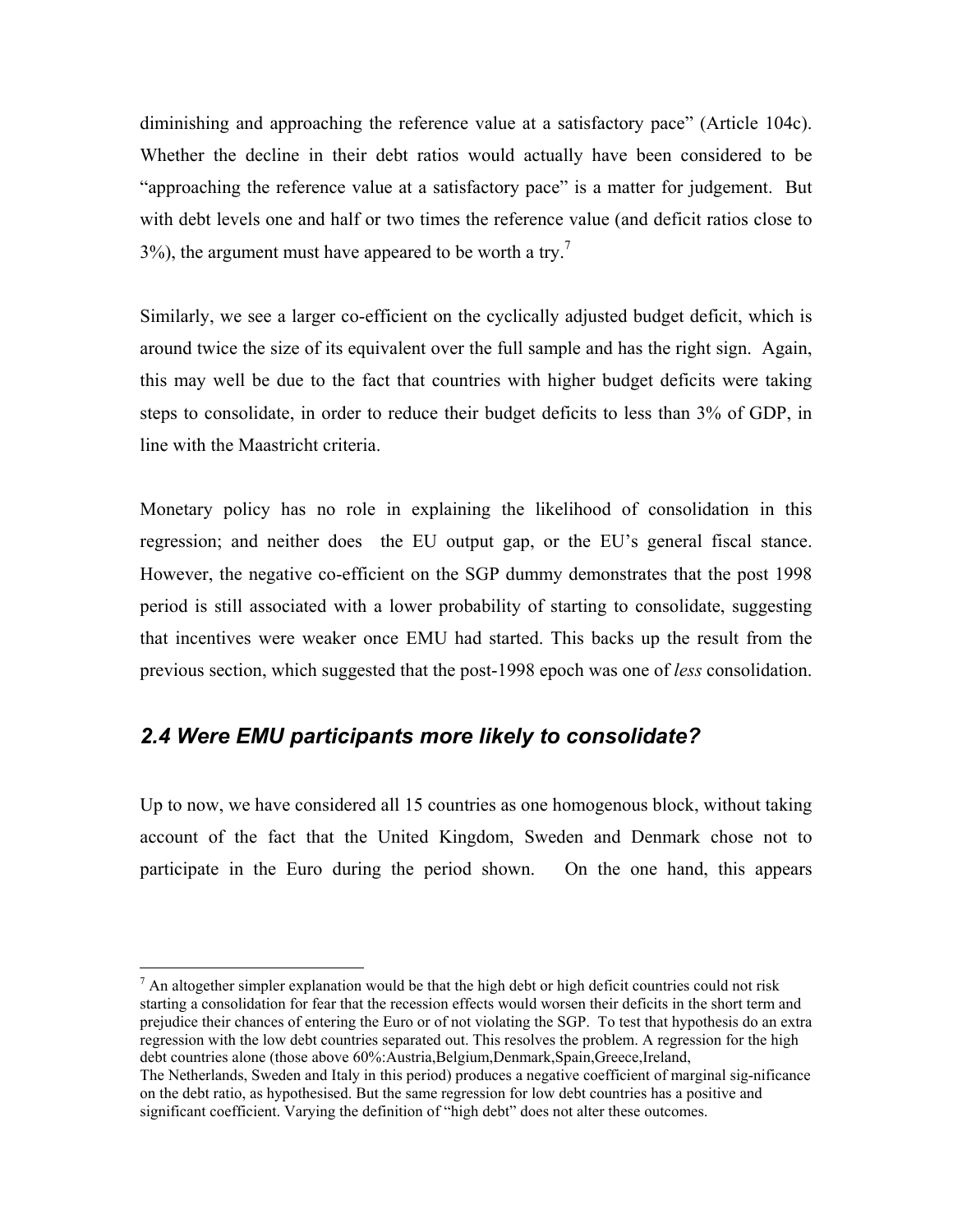diminishing and approaching the reference value at a satisfactory pace" (Article 104c). Whether the decline in their debt ratios would actually have been considered to be "approaching the reference value at a satisfactory pace" is a matter for judgement. But with debt levels one and half or two times the reference value (and deficit ratios close to 3%), the argument must have appeared to be worth a try.[7]

Similarly, we see a larger co-efficient on the cyclically adjusted budget deficit, which is around twice the size of its equivalent over the full sample and has the right sign. Again, this may well be due to the fact that countries with higher budget deficits were taking steps to consolidate, in order to reduce their budget deficits to less than 3% of GDP, in line with the Maastricht criteria.

Monetary policy has no role in explaining the likelihood of consolidation in this regression; and neither does the EU output gap, or the EU's general fiscal stance. However, the negative co-efficient on the SGP dummy demonstrates that the post 1998 period is still associated with a lower probability of starting to consolidate, suggesting that incentives were weaker once EMU had started. This backs up the result from the previous section, which suggested that the post-1998 epoch was one of *less* consolidation.

## *2.4 Were EMU participants more likely to consolidate?*

Up to now, we have considered all 15 countries as one homogenous block, without taking account of the fact that the United Kingdom, Sweden and Denmark chose not to participate in the Euro during the period shown. On the one hand, this appears

---

[7] An altogether simpler explanation would be that the high debt or high deficit countries could not risk starting a consolidation for fear that the recession effects would worsen their deficits in the short term and prejudice their chances of entering the Euro or of not violating the SGP. To test that hypothesis do an extra regression with the low debt countries separated out. This resolves the problem. A regression for the high debt countries alone (those above 60%:Austria,Belgium,Denmark,Spain,Greece,Ireland, The Netherlands, Sweden and Italy in this period) produces a negative coefficient of marginal sig-nificance on the debt ratio, as hypothesised. But the same regression for low debt countries has a positive and significant coefficient. Varying the definition of "high debt" does not alter these outcomes.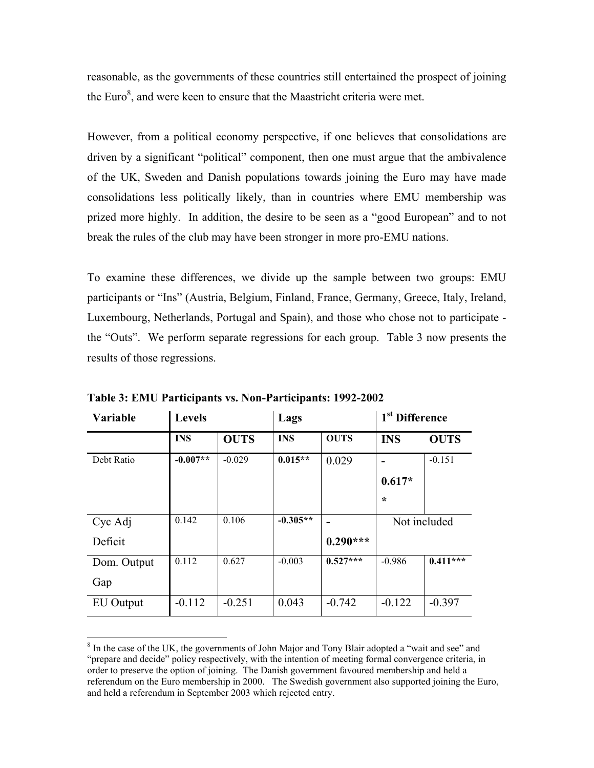reasonable, as the governments of these countries still entertained the prospect of joining the Euro[8], and were keen to ensure that the Maastricht criteria were met.

However, from a political economy perspective, if one believes that consolidations are driven by a significant "political" component, then one must argue that the ambivalence of the UK, Sweden and Danish populations towards joining the Euro may have made consolidations less politically likely, than in countries where EMU membership was prized more highly. In addition, the desire to be seen as a "good European" and to not break the rules of the club may have been stronger in more pro-EMU nations.

To examine these differences, we divide up the sample between two groups: EMU participants or "Ins" (Austria, Belgium, Finland, France, Germany, Greece, Italy, Ireland, Luxembourg, Netherlands, Portugal and Spain), and those who chose not to participate - the "Outs". We perform separate regressions for each group. Table 3 now presents the results of those regressions.

**Table 3: EMU Participants vs. Non-Participants: 1992-2002**

| Variable | Levels | | Lags | | 1st Difference | |
|---|---|---|---|---|---|---|
| | **INS** | **OUTS** | **INS** | **OUTS** | **INS** | **OUTS** |
| Debt Ratio | **-0.007**** | -0.029 | **0.015**** | 0.029 | **-0.617**** | -0.151 |
| Cyc Adj Deficit | 0.142 | 0.106 | **-0.305**** | **-0.290***** | Not included | |
| Dom. Output Gap | 0.112 | 0.627 | -0.003 | **0.527***** | -0.986 | **0.411***** |
| EU Output | -0.112 | -0.251 | 0.043 | -0.742 | -0.122 | -0.397 |

[8] In the case of the UK, the governments of John Major and Tony Blair adopted a "wait and see" and "prepare and decide" policy respectively, with the intention of meeting formal convergence criteria, in order to preserve the option of joining. The Danish government favoured membership and held a referendum on the Euro membership in 2000. The Swedish government also supported joining the Euro, and held a referendum in September 2003 which rejected entry.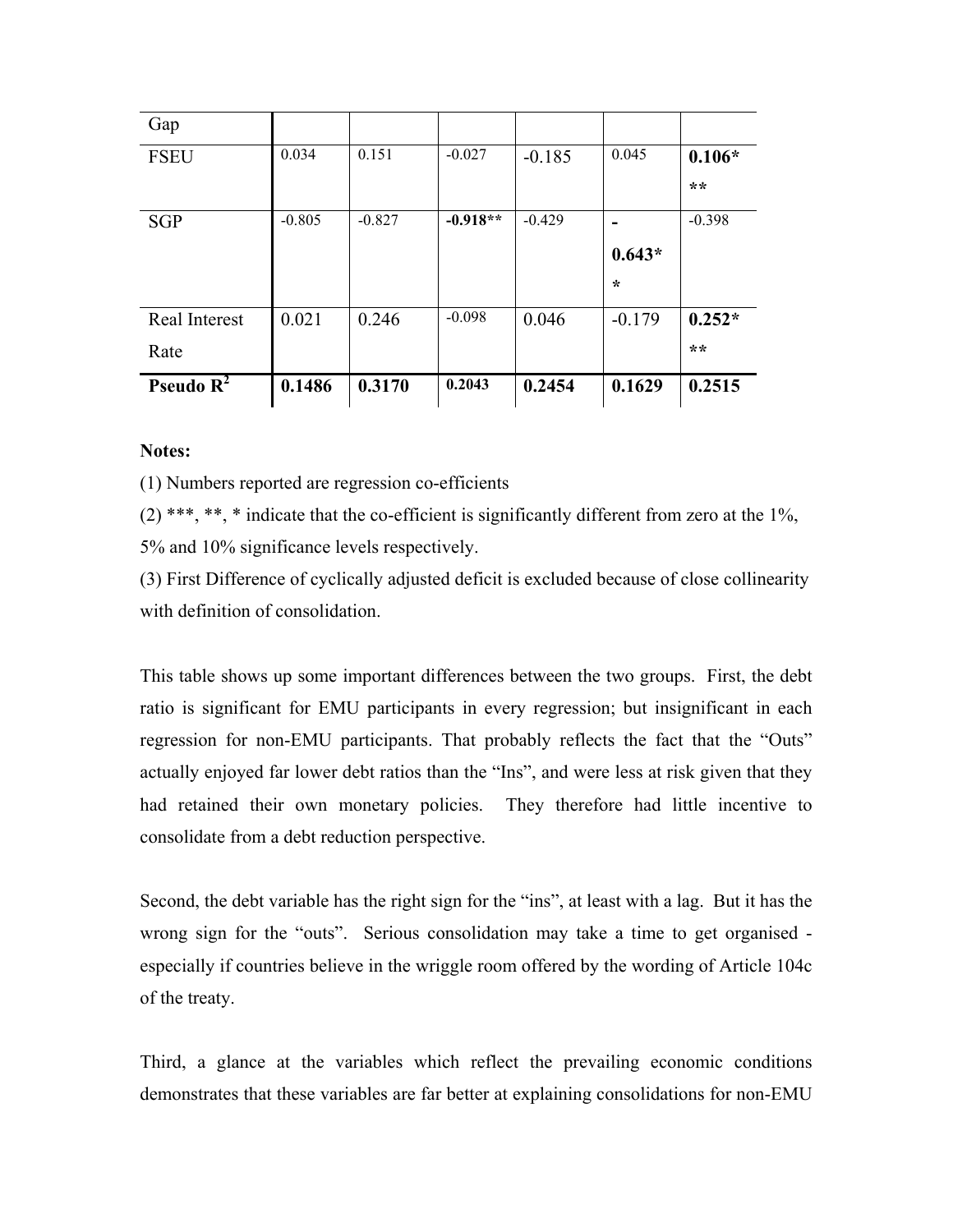| Gap | | | | | | |
|---|---|---|---|---|---|---|
| FSEU | 0.034 | 0.151 | -0.027 | -0.185 | 0.045 | **0.106*** ** |
| SGP | -0.805 | -0.827 | **-0.918**** | -0.429 | **-0.643**** | -0.398 |
| Real Interest Rate | 0.021 | 0.246 | -0.098 | 0.046 | -0.179 | **0.252***** |
| **Pseudo $R^2$** | **0.1486** | **0.3170** | **0.2043** | **0.2454** | **0.1629** | **0.2515** |

**Notes:**

(1) Numbers reported are regression co-efficients

(2) ***, **, * indicate that the co-efficient is significantly different from zero at the 1%, 5% and 10% significance levels respectively.

(3) First Difference of cyclically adjusted deficit is excluded because of close collinearity with definition of consolidation.

This table shows up some important differences between the two groups. First, the debt ratio is significant for EMU participants in every regression; but insignificant in each regression for non-EMU participants. That probably reflects the fact that the "Outs" actually enjoyed far lower debt ratios than the "Ins", and were less at risk given that they had retained their own monetary policies. They therefore had little incentive to consolidate from a debt reduction perspective.

Second, the debt variable has the right sign for the "ins", at least with a lag. But it has the wrong sign for the "outs". Serious consolidation may take a time to get organised - especially if countries believe in the wriggle room offered by the wording of Article 104c of the treaty.

Third, a glance at the variables which reflect the prevailing economic conditions demonstrates that these variables are far better at explaining consolidations for non-EMU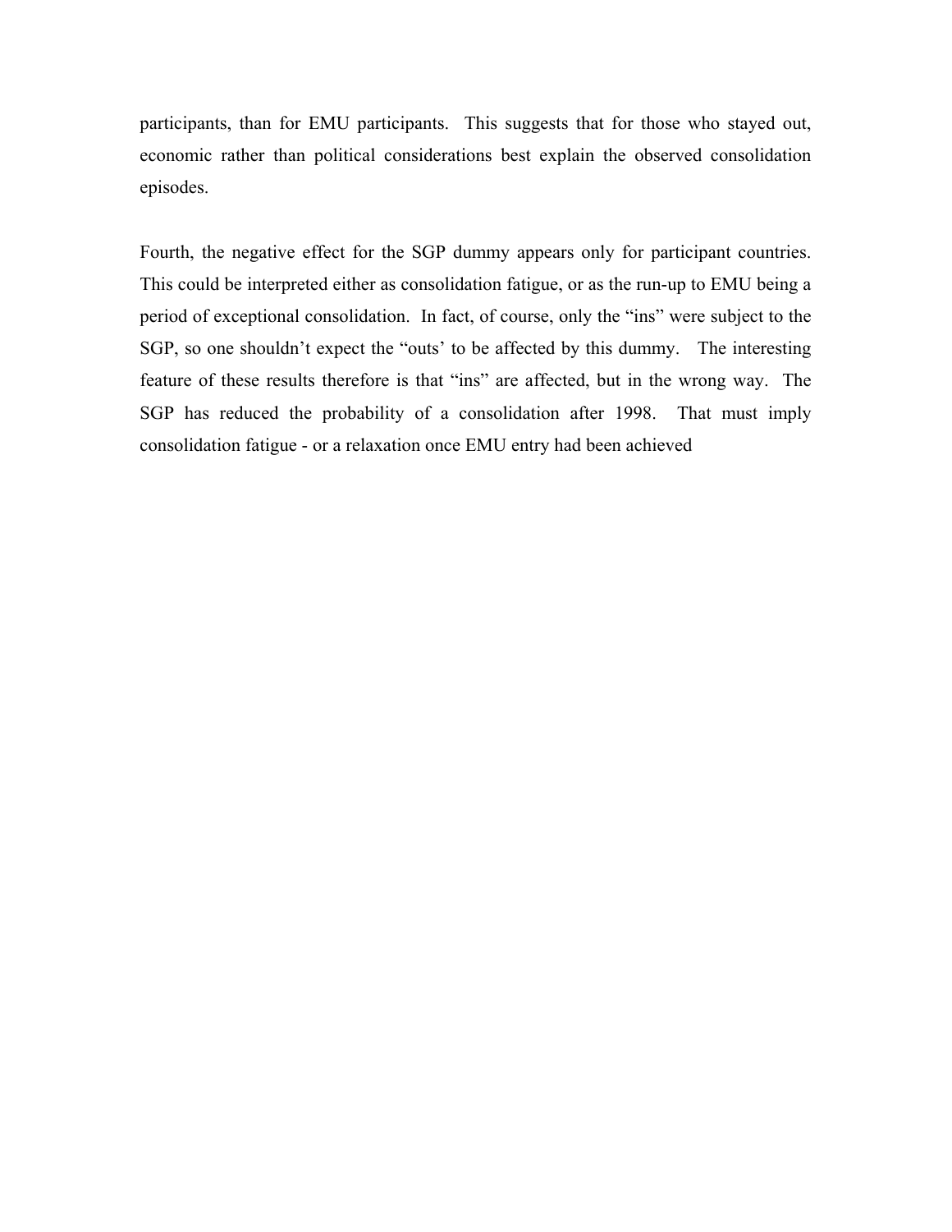participants, than for EMU participants. This suggests that for those who stayed out, economic rather than political considerations best explain the observed consolidation episodes.

Fourth, the negative effect for the SGP dummy appears only for participant countries. This could be interpreted either as consolidation fatigue, or as the run-up to EMU being a period of exceptional consolidation. In fact, of course, only the "ins" were subject to the SGP, so one shouldn't expect the "outs' to be affected by this dummy. The interesting feature of these results therefore is that "ins" are affected, but in the wrong way. The SGP has reduced the probability of a consolidation after 1998. That must imply consolidation fatigue - or a relaxation once EMU entry had been achieved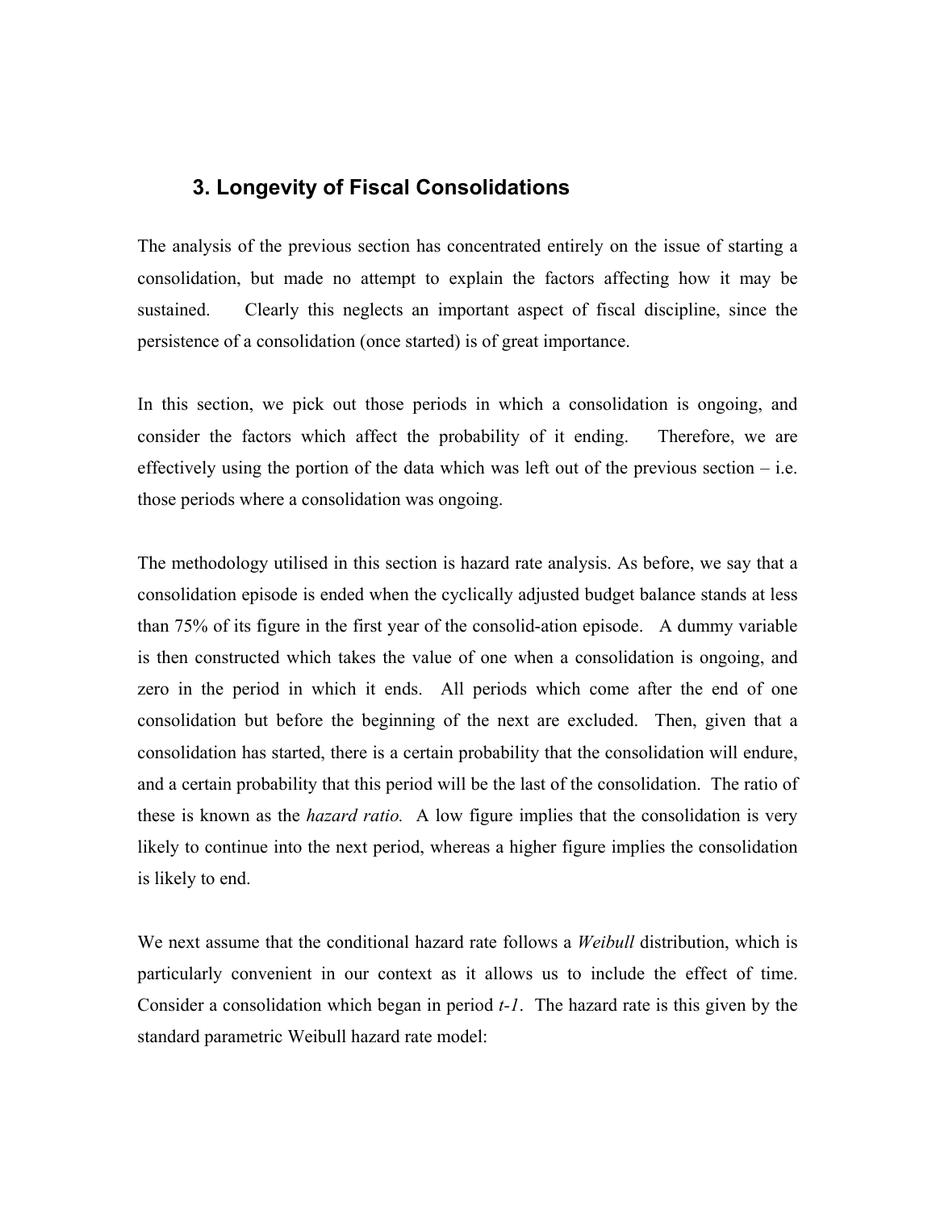## 3. Longevity of Fiscal Consolidations

The analysis of the previous section has concentrated entirely on the issue of starting a consolidation, but made no attempt to explain the factors affecting how it may be sustained. Clearly this neglects an important aspect of fiscal discipline, since the persistence of a consolidation (once started) is of great importance.

In this section, we pick out those periods in which a consolidation is ongoing, and consider the factors which affect the probability of it ending. Therefore, we are effectively using the portion of the data which was left out of the previous section – i.e. those periods where a consolidation was ongoing.

The methodology utilised in this section is hazard rate analysis. As before, we say that a consolidation episode is ended when the cyclically adjusted budget balance stands at less than 75% of its figure in the first year of the consolid-ation episode. A dummy variable is then constructed which takes the value of one when a consolidation is ongoing, and zero in the period in which it ends. All periods which come after the end of one consolidation but before the beginning of the next are excluded. Then, given that a consolidation has started, there is a certain probability that the consolidation will endure, and a certain probability that this period will be the last of the consolidation. The ratio of these is known as the *hazard ratio.* A low figure implies that the consolidation is very likely to continue into the next period, whereas a higher figure implies the consolidation is likely to end.

We next assume that the conditional hazard rate follows a *Weibull* distribution, which is particularly convenient in our context as it allows us to include the effect of time. Consider a consolidation which began in period $t$-$1$. The hazard rate is this given by the standard parametric Weibull hazard rate model: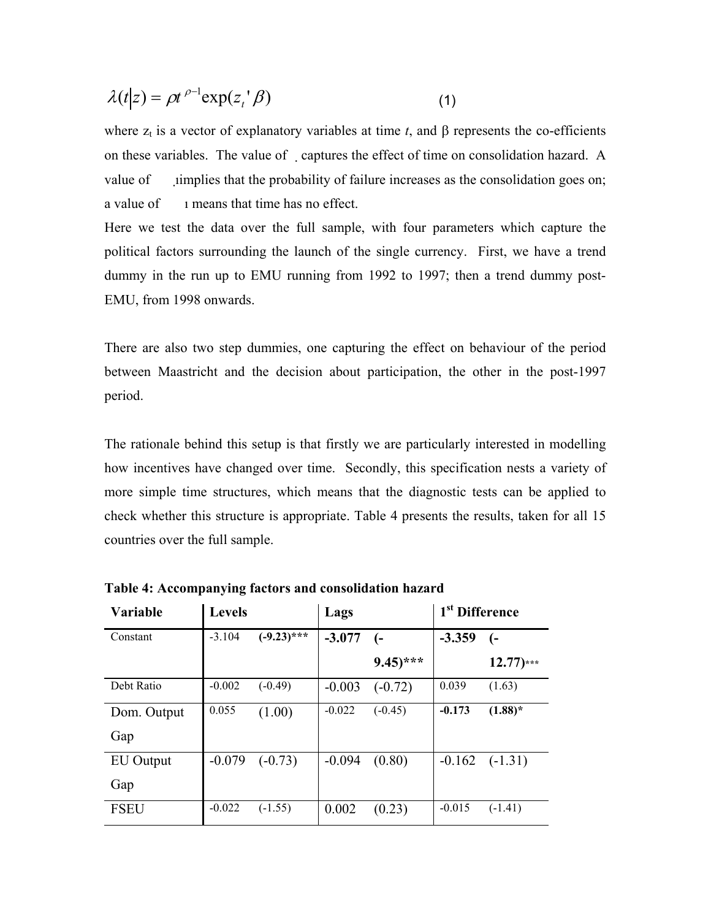$$\lambda(t|z) = \rho t^{\rho-1}\exp(z_t{}'\beta) \qquad (1)$$

where $z_t$ is a vector of explanatory variables at time *t*, and β represents the co-efficients on these variables. The value of ˛ captures the effect of time on consolidation hazard. A value of ˛implies that the probability of failure increases as the consolidation goes on; a value of ı means that time has no effect.

Here we test the data over the full sample, with four parameters which capture the political factors surrounding the launch of the single currency. First, we have a trend dummy in the run up to EMU running from 1992 to 1997; then a trend dummy post-EMU, from 1998 onwards.

There are also two step dummies, one capturing the effect on behaviour of the period between Maastricht and the decision about participation, the other in the post-1997 period.

The rationale behind this setup is that firstly we are particularly interested in modelling how incentives have changed over time. Secondly, this specification nests a variety of more simple time structures, which means that the diagnostic tests can be applied to check whether this structure is appropriate. Table 4 presents the results, taken for all 15 countries over the full sample.

**Table 4: Accompanying factors and consolidation hazard**

| Variable | Levels | | Lags | | 1st Difference | |
|---|---|---|---|---|---|---|
| Constant | -3.104 | (-9.23)*** | -3.077 | (-9.45)*** | -3.359 | (-12.77)*** |
| Debt Ratio | -0.002 | (-0.49) | -0.003 | (-0.72) | 0.039 | (1.63) |
| Dom. Output Gap | 0.055 | (1.00) | -0.022 | (-0.45) | **-0.173** | **(1.88)*** |
| EU Output Gap | -0.079 | (-0.73) | -0.094 | (0.80) | -0.162 | (-1.31) |
| FSEU | -0.022 | (-1.55) | 0.002 | (0.23) | -0.015 | (-1.41) |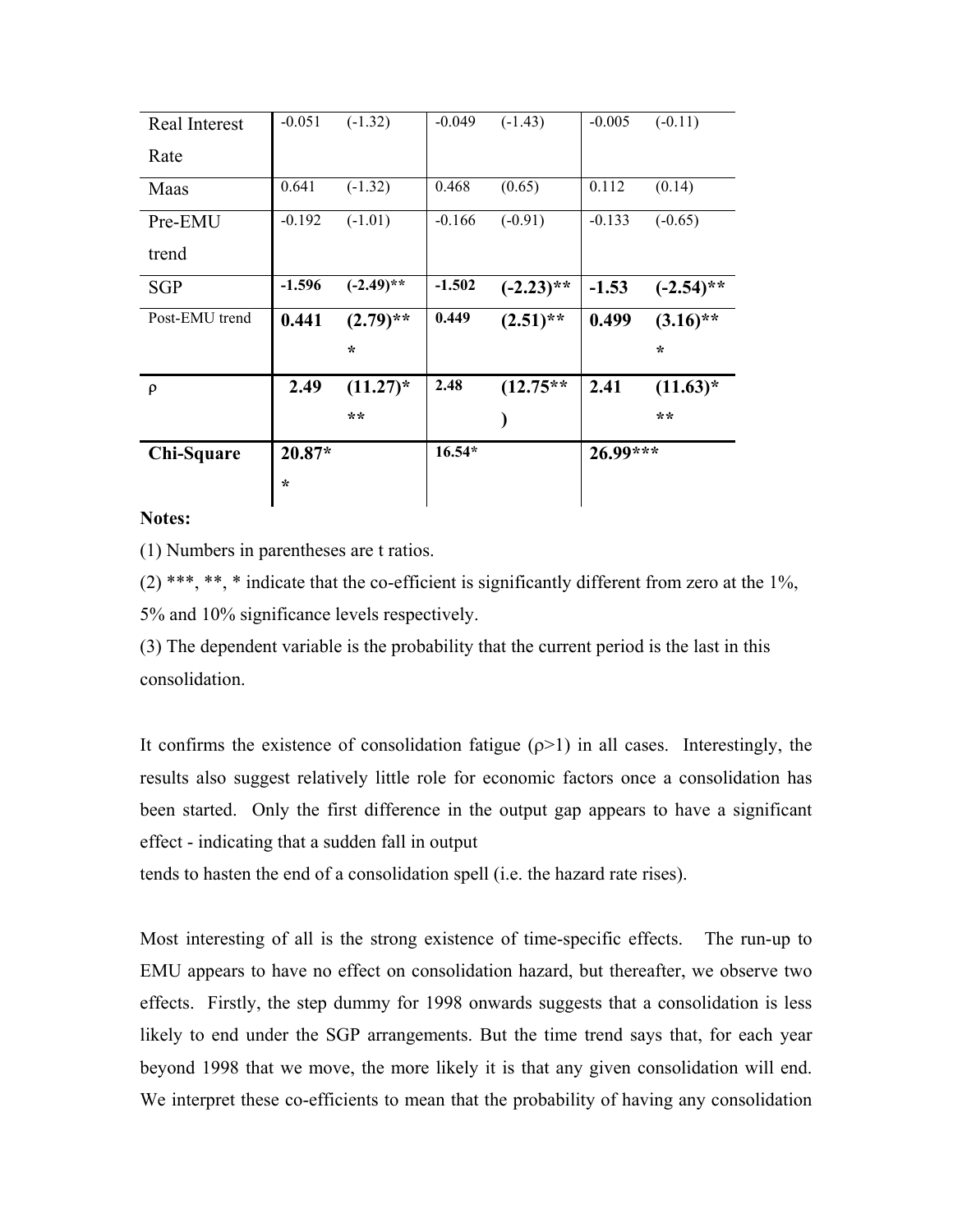| | | | | | | |
|---|---|---|---|---|---|---|
| Real Interest Rate | -0.051 | (-1.32) | -0.049 | (-1.43) | -0.005 | (-0.11) |
| Maas | 0.641 | (-1.32) | 0.468 | (0.65) | 0.112 | (0.14) |
| Pre-EMU trend | -0.192 | (-1.01) | -0.166 | (-0.91) | -0.133 | (-0.65) |
| SGP | **-1.596** | **(-2.49)**** | **-1.502** | **(-2.23)**** | **-1.53** | **(-2.54)**** |
| Post-EMU trend | **0.441** | **(2.79)***** | **0.449** | **(2.51)**** | **0.499** | **(3.16)***** |
| ρ | **2.49** | **(11.27)***** | **2.48** | **(12.75**)** | **2.41** | **(11.63)***** |
| **Chi-Square** | **20.87*** | | **16.54*** | | **26.99***** | |

**Notes:**

(1) Numbers in parentheses are t ratios.

(2) ***, **, * indicate that the co-efficient is significantly different from zero at the 1%, 5% and 10% significance levels respectively.

(3) The dependent variable is the probability that the current period is the last in this consolidation.

It confirms the existence of consolidation fatigue ($\rho>1$) in all cases. Interestingly, the results also suggest relatively little role for economic factors once a consolidation has been started. Only the first difference in the output gap appears to have a significant effect - indicating that a sudden fall in output tends to hasten the end of a consolidation spell (i.e. the hazard rate rises).

Most interesting of all is the strong existence of time-specific effects. The run-up to EMU appears to have no effect on consolidation hazard, but thereafter, we observe two effects. Firstly, the step dummy for 1998 onwards suggests that a consolidation is less likely to end under the SGP arrangements. But the time trend says that, for each year beyond 1998 that we move, the more likely it is that any given consolidation will end. We interpret these co-efficients to mean that the probability of having any consolidation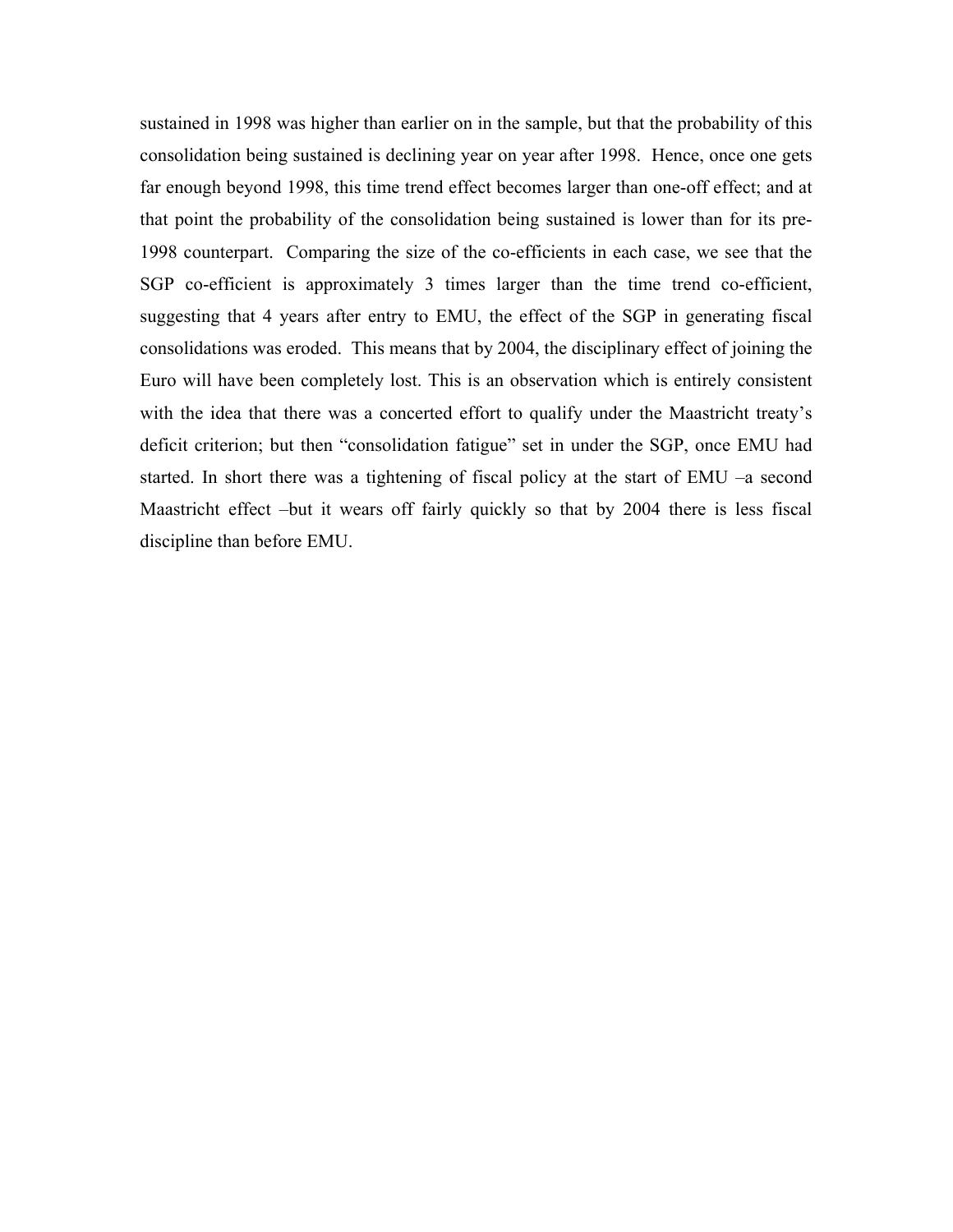sustained in 1998 was higher than earlier on in the sample, but that the probability of this consolidation being sustained is declining year on year after 1998. Hence, once one gets far enough beyond 1998, this time trend effect becomes larger than one-off effect; and at that point the probability of the consolidation being sustained is lower than for its pre-1998 counterpart. Comparing the size of the co-efficients in each case, we see that the SGP co-efficient is approximately 3 times larger than the time trend co-efficient, suggesting that 4 years after entry to EMU, the effect of the SGP in generating fiscal consolidations was eroded. This means that by 2004, the disciplinary effect of joining the Euro will have been completely lost. This is an observation which is entirely consistent with the idea that there was a concerted effort to qualify under the Maastricht treaty's deficit criterion; but then "consolidation fatigue" set in under the SGP, once EMU had started. In short there was a tightening of fiscal policy at the start of EMU –a second Maastricht effect –but it wears off fairly quickly so that by 2004 there is less fiscal discipline than before EMU.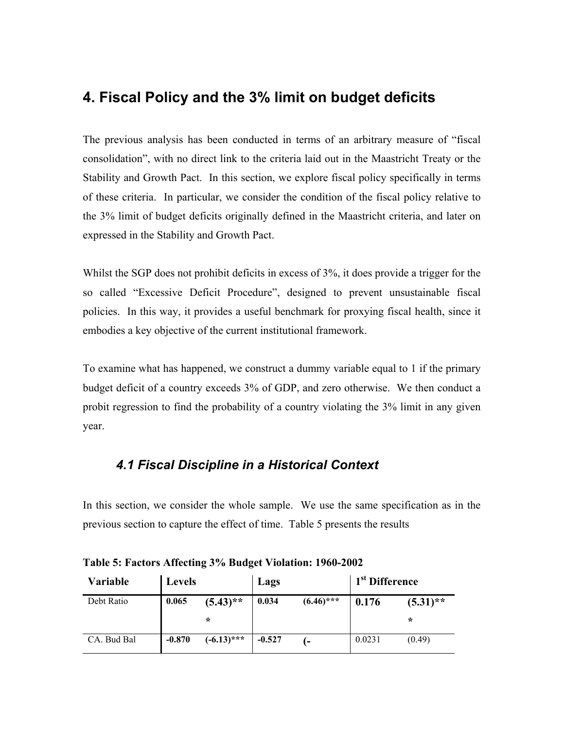# 4. Fiscal Policy and the 3% limit on budget deficits

The previous analysis has been conducted in terms of an arbitrary measure of "fiscal consolidation", with no direct link to the criteria laid out in the Maastricht Treaty or the Stability and Growth Pact. In this section, we explore fiscal policy specifically in terms of these criteria. In particular, we consider the condition of the fiscal policy relative to the 3% limit of budget deficits originally defined in the Maastricht criteria, and later on expressed in the Stability and Growth Pact.

Whilst the SGP does not prohibit deficits in excess of 3%, it does provide a trigger for the so called "Excessive Deficit Procedure", designed to prevent unsustainable fiscal policies. In this way, it provides a useful benchmark for proxying fiscal health, since it embodies a key objective of the current institutional framework.

To examine what has happened, we construct a dummy variable equal to 1 if the primary budget deficit of a country exceeds 3% of GDP, and zero otherwise. We then conduct a probit regression to find the probability of a country violating the 3% limit in any given year.

## 4.1 Fiscal Discipline in a Historical Context

In this section, we consider the whole sample. We use the same specification as in the previous section to capture the effect of time. Table 5 presents the results

**Table 5: Factors Affecting 3% Budget Violation: 1960-2002**

| Variable | Levels | | Lags | | 1st Difference | |
|---|---|---|---|---|---|---|
| Debt Ratio | **0.065** | **(5.43)***** | **0.034** | **(6.46)***** | **0.176** | **(5.31)***** |
| CA. Bud Bal | **-0.870** | **(-6.13)***** | **-0.527** | **(-** | 0.0231 | (0.49) |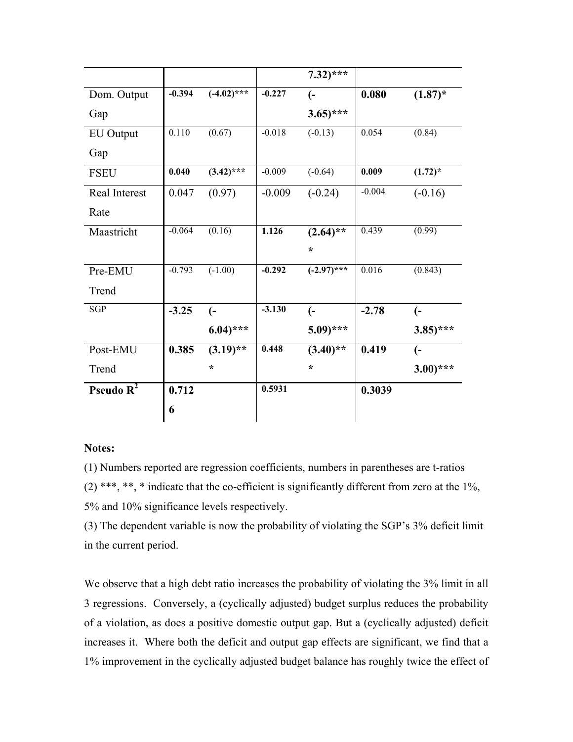| | | | | | | |
|---|---|---|---|---|---|---|
| | | | | 7.32)*** | | |
| Dom. Output Gap | **-0.394** | **(-4.02)*** ** | **-0.227** | **(-3.65)*** ** | **0.080** | **(1.87)*** |
| EU Output Gap | 0.110 | (0.67) | -0.018 | (-0.13) | 0.054 | (0.84) |
| FSEU | **0.040** | **(3.42)*** ** | -0.009 | (-0.64) | **0.009** | **(1.72)*** |
| Real Interest Rate | 0.047 | (0.97) | -0.009 | (-0.24) | -0.004 | (-0.16) |
| Maastricht | -0.064 | (0.16) | **1.126** | **(2.64)*** ** | 0.439 | (0.99) |
| Pre-EMU Trend | -0.793 | (-1.00) | **-0.292** | **(-2.97)*** ** | 0.016 | (0.843) |
| SGP | **-3.25** | **(-6.04)*** ** | **-3.130** | **(-5.09)*** ** | **-2.78** | **(-3.85)*** ** |
| Post-EMU Trend | **0.385** | **(3.19)*** ** | **0.448** | **(3.40)*** ** | **0.419** | **(-3.00)*** ** |
| **Pseudo $R^2$** | **0.7126** | | **0.5931** | | **0.3039** | |

**Notes:**

(1) Numbers reported are regression coefficients, numbers in parentheses are t-ratios

(2) ***, **, * indicate that the co-efficient is significantly different from zero at the 1%, 5% and 10% significance levels respectively.

(3) The dependent variable is now the probability of violating the SGP's 3% deficit limit in the current period.

We observe that a high debt ratio increases the probability of violating the 3% limit in all 3 regressions. Conversely, a (cyclically adjusted) budget surplus reduces the probability of a violation, as does a positive domestic output gap. But a (cyclically adjusted) deficit increases it. Where both the deficit and output gap effects are significant, we find that a 1% improvement in the cyclically adjusted budget balance has roughly twice the effect of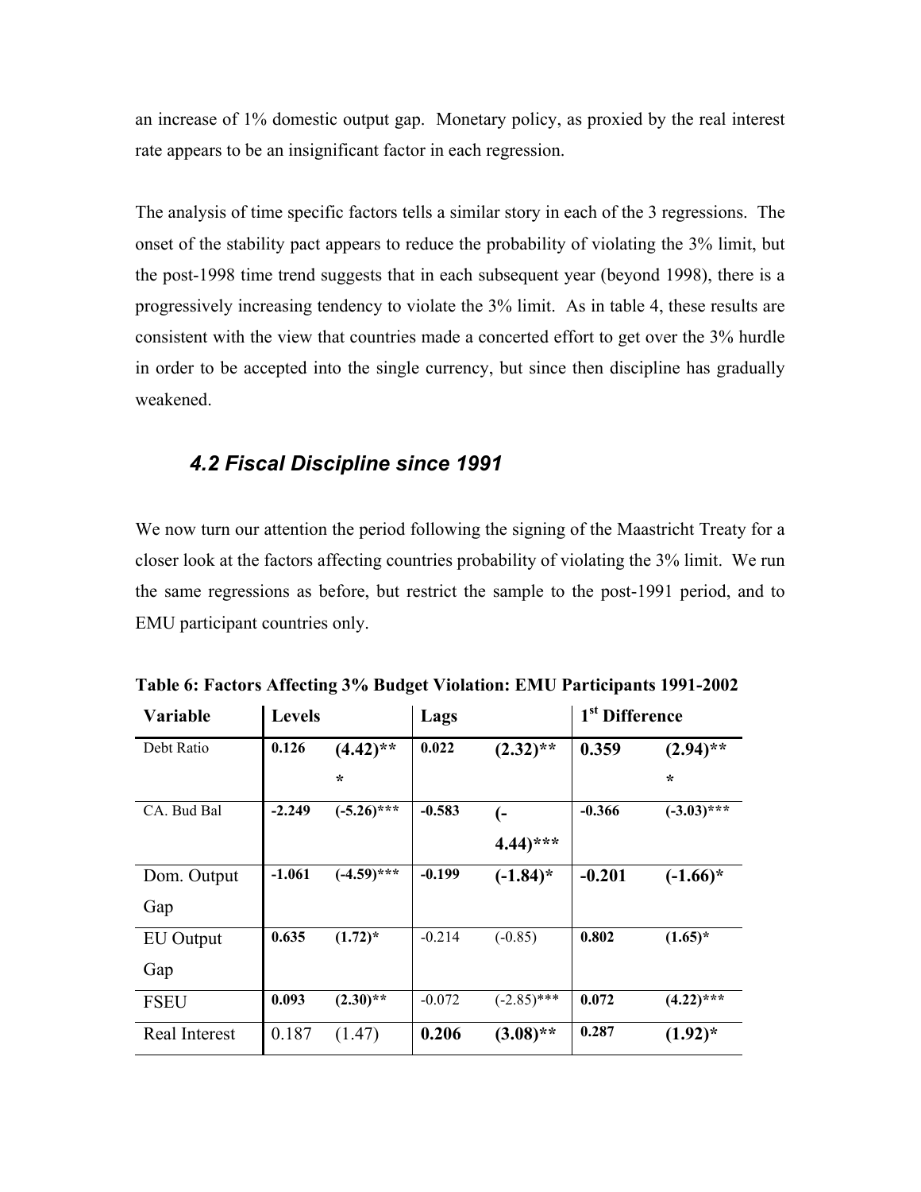an increase of 1% domestic output gap. Monetary policy, as proxied by the real interest rate appears to be an insignificant factor in each regression.

The analysis of time specific factors tells a similar story in each of the 3 regressions. The onset of the stability pact appears to reduce the probability of violating the 3% limit, but the post-1998 time trend suggests that in each subsequent year (beyond 1998), there is a progressively increasing tendency to violate the 3% limit. As in table 4, these results are consistent with the view that countries made a concerted effort to get over the 3% hurdle in order to be accepted into the single currency, but since then discipline has gradually weakened.

### *4.2 Fiscal Discipline since 1991*

We now turn our attention the period following the signing of the Maastricht Treaty for a closer look at the factors affecting countries probability of violating the 3% limit. We run the same regressions as before, but restrict the sample to the post-1991 period, and to EMU participant countries only.

**Table 6: Factors Affecting 3% Budget Violation: EMU Participants 1991-2002**

| Variable | Levels | | Lags | | 1st Difference | |
|---|---|---|---|---|---|---|
| Debt Ratio | **0.126** | **(4.42)***** | **0.022** | **(2.32)**** | **0.359** | **(2.94)***** |
| CA. Bud Bal | **-2.249** | **(-5.26)***** | **-0.583** | **(-4.44)***** | **-0.366** | **(-3.03)***** |
| Dom. Output Gap | **-1.061** | **(-4.59)***** | **-0.199** | **(-1.84)*** | **-0.201** | **(-1.66)*** |
| EU Output Gap | **0.635** | **(1.72)*** | -0.214 | (-0.85) | **0.802** | **(1.65)*** |
| FSEU | **0.093** | **(2.30)**** | -0.072 | (-2.85)*** | **0.072** | **(4.22)***** |
| Real Interest | 0.187 | (1.47) | **0.206** | **(3.08)**** | **0.287** | **(1.92)*** |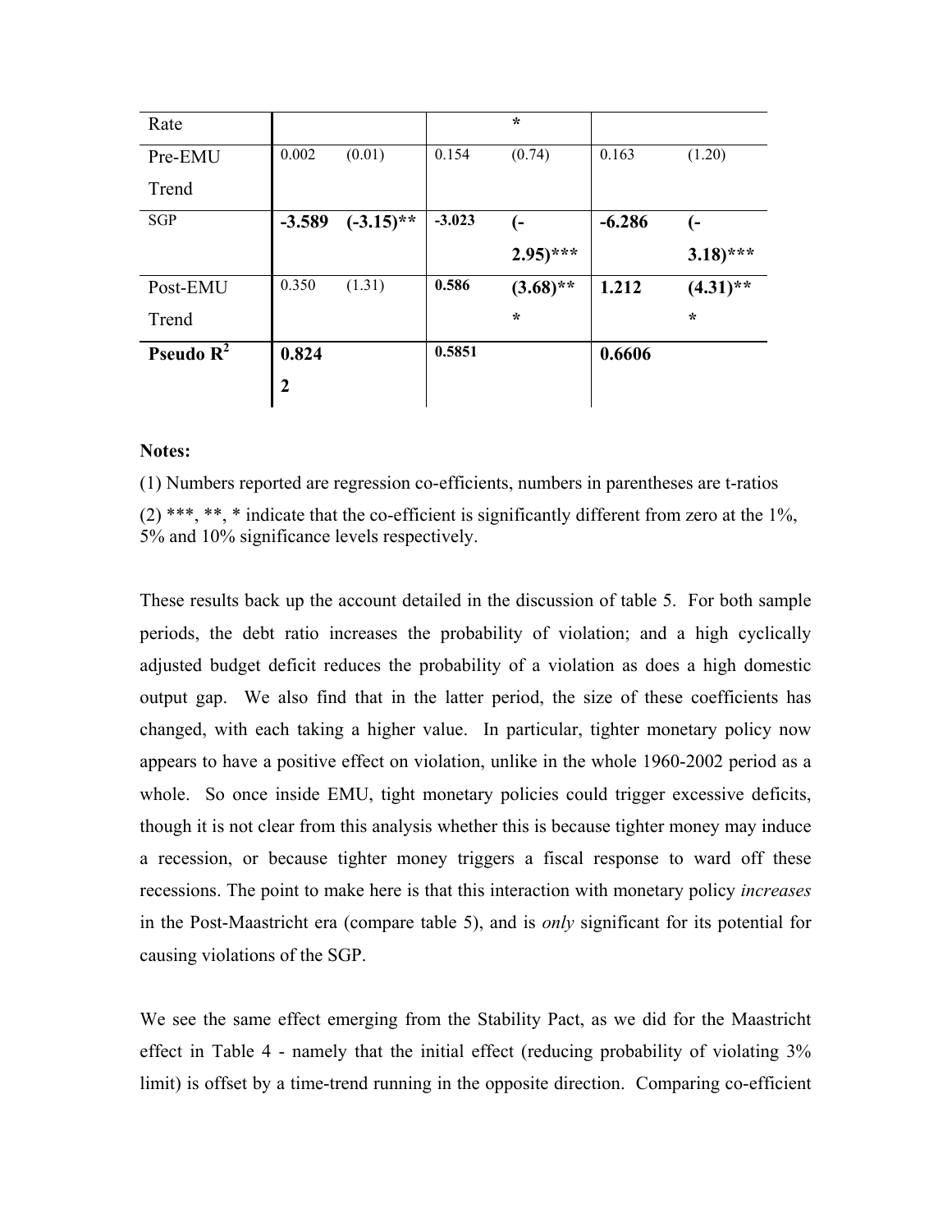| Rate | | | | *** | | |
|---|---|---|---|---|---|---|
| Pre-EMU Trend | 0.002 | (0.01) | 0.154 | (0.74) | 0.163 | (1.20) |
| SGP | **-3.589** | **(-3.15)**** | **-3.023** | **(-2.95)***** | **-6.286** | **(-3.18)***** |
| Post-EMU Trend | 0.350 | (1.31) | **0.586** | **(3.68)***** | **1.212** | **(4.31)***** |
| **Pseudo $R^2$** | **0.8242** | | **0.5851** | | **0.6606** | |

**Notes:**

(1) Numbers reported are regression co-efficients, numbers in parentheses are t-ratios

(2) ***, **, * indicate that the co-efficient is significantly different from zero at the 1%, 5% and 10% significance levels respectively.

These results back up the account detailed in the discussion of table 5. For both sample periods, the debt ratio increases the probability of violation; and a high cyclically adjusted budget deficit reduces the probability of a violation as does a high domestic output gap. We also find that in the latter period, the size of these coefficients has changed, with each taking a higher value. In particular, tighter monetary policy now appears to have a positive effect on violation, unlike in the whole 1960-2002 period as a whole. So once inside EMU, tight monetary policies could trigger excessive deficits, though it is not clear from this analysis whether this is because tighter money may induce a recession, or because tighter money triggers a fiscal response to ward off these recessions. The point to make here is that this interaction with monetary policy *increases* in the Post-Maastricht era (compare table 5), and is *only* significant for its potential for causing violations of the SGP.

We see the same effect emerging from the Stability Pact, as we did for the Maastricht effect in Table 4 - namely that the initial effect (reducing probability of violating 3% limit) is offset by a time-trend running in the opposite direction. Comparing co-efficient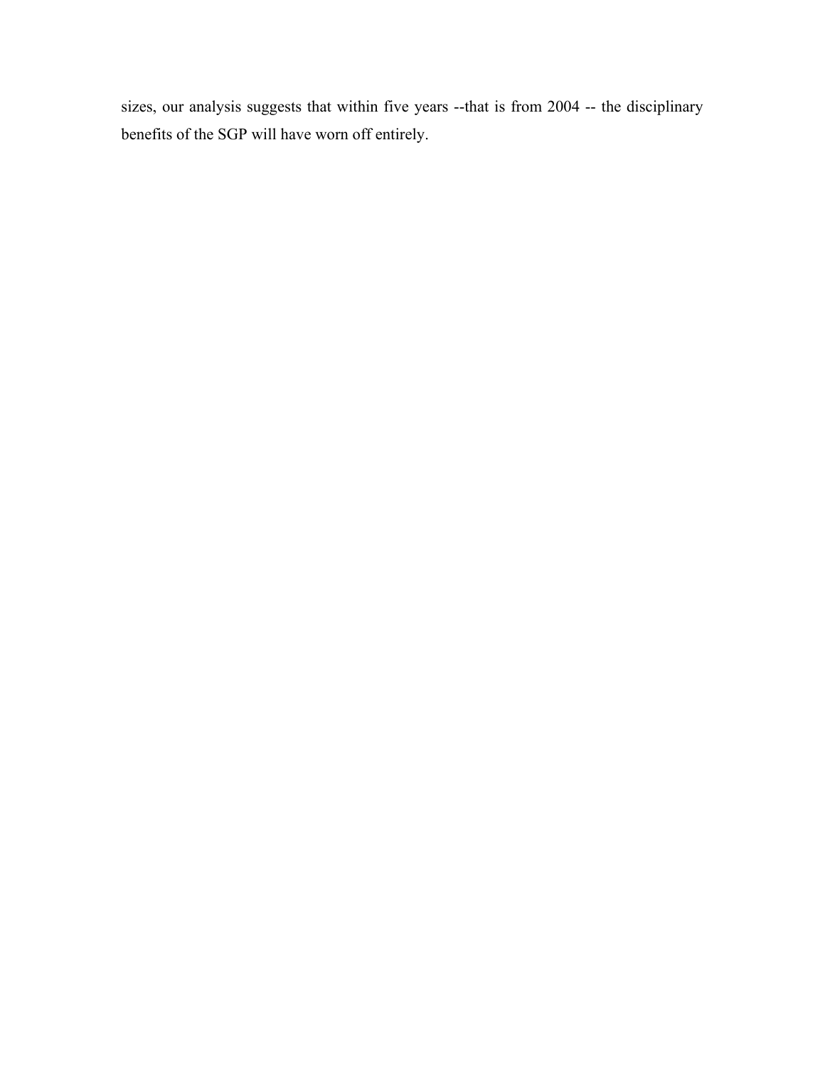sizes, our analysis suggests that within five years --that is from 2004 -- the disciplinary benefits of the SGP will have worn off entirely.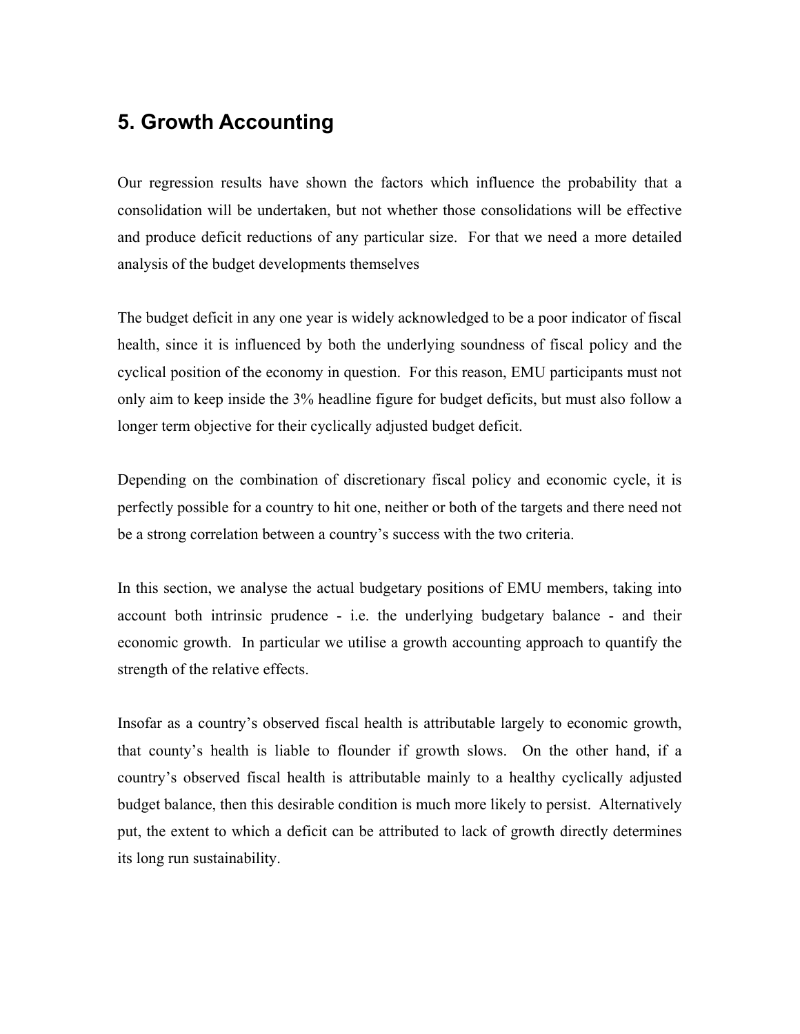## 5. Growth Accounting

Our regression results have shown the factors which influence the probability that a consolidation will be undertaken, but not whether those consolidations will be effective and produce deficit reductions of any particular size. For that we need a more detailed analysis of the budget developments themselves

The budget deficit in any one year is widely acknowledged to be a poor indicator of fiscal health, since it is influenced by both the underlying soundness of fiscal policy and the cyclical position of the economy in question. For this reason, EMU participants must not only aim to keep inside the 3% headline figure for budget deficits, but must also follow a longer term objective for their cyclically adjusted budget deficit.

Depending on the combination of discretionary fiscal policy and economic cycle, it is perfectly possible for a country to hit one, neither or both of the targets and there need not be a strong correlation between a country's success with the two criteria.

In this section, we analyse the actual budgetary positions of EMU members, taking into account both intrinsic prudence - i.e. the underlying budgetary balance - and their economic growth. In particular we utilise a growth accounting approach to quantify the strength of the relative effects.

Insofar as a country's observed fiscal health is attributable largely to economic growth, that county's health is liable to flounder if growth slows. On the other hand, if a country's observed fiscal health is attributable mainly to a healthy cyclically adjusted budget balance, then this desirable condition is much more likely to persist. Alternatively put, the extent to which a deficit can be attributed to lack of growth directly determines its long run sustainability.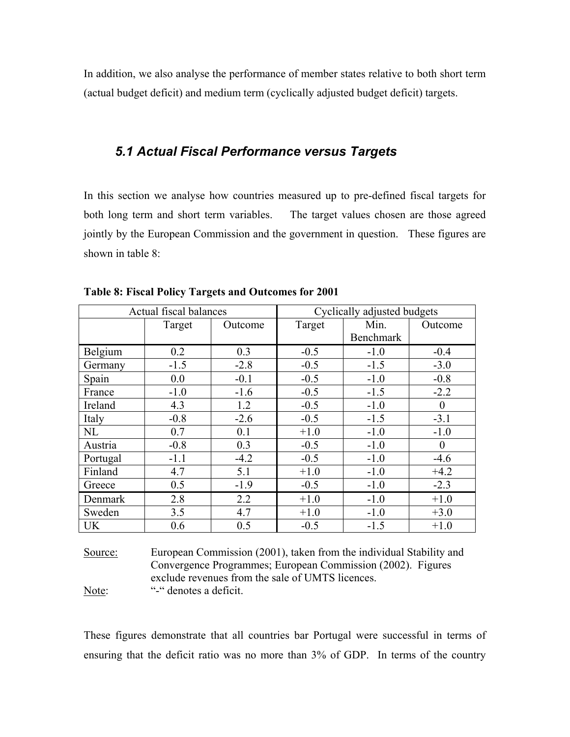In addition, we also analyse the performance of member states relative to both short term (actual budget deficit) and medium term (cyclically adjusted budget deficit) targets.

### *5.1 Actual Fiscal Performance versus Targets*

In this section we analyse how countries measured up to pre-defined fiscal targets for both long term and short term variables. The target values chosen are those agreed jointly by the European Commission and the government in question. These figures are shown in table 8:

**Table 8: Fiscal Policy Targets and Outcomes for 2001**

| Actual fiscal balances | | | Cyclically adjusted budgets | | |
|---|---|---|---|---|---|
| | Target | Outcome | Target | Min. Benchmark | Outcome |
| Belgium | 0.2 | 0.3 | -0.5 | -1.0 | -0.4 |
| Germany | -1.5 | -2.8 | -0.5 | -1.5 | -3.0 |
| Spain | 0.0 | -0.1 | -0.5 | -1.0 | -0.8 |
| France | -1.0 | -1.6 | -0.5 | -1.5 | -2.2 |
| Ireland | 4.3 | 1.2 | -0.5 | -1.0 | 0 |
| Italy | -0.8 | -2.6 | -0.5 | -1.5 | -3.1 |
| NL | 0.7 | 0.1 | +1.0 | -1.0 | -1.0 |
| Austria | -0.8 | 0.3 | -0.5 | -1.0 | 0 |
| Portugal | -1.1 | -4.2 | -0.5 | -1.0 | -4.6 |
| Finland | 4.7 | 5.1 | +1.0 | -1.0 | +4.2 |
| Greece | 0.5 | -1.9 | -0.5 | -1.0 | -2.3 |
| Denmark | 2.8 | 2.2 | +1.0 | -1.0 | +1.0 |
| Sweden | 3.5 | 4.7 | +1.0 | -1.0 | +3.0 |
| UK | 0.6 | 0.5 | -0.5 | -1.5 | +1.0 |

Source: European Commission (2001), taken from the individual Stability and Convergence Programmes; European Commission (2002). Figures exclude revenues from the sale of UMTS licences.

Note: "-" denotes a deficit.

These figures demonstrate that all countries bar Portugal were successful in terms of ensuring that the deficit ratio was no more than 3% of GDP. In terms of the country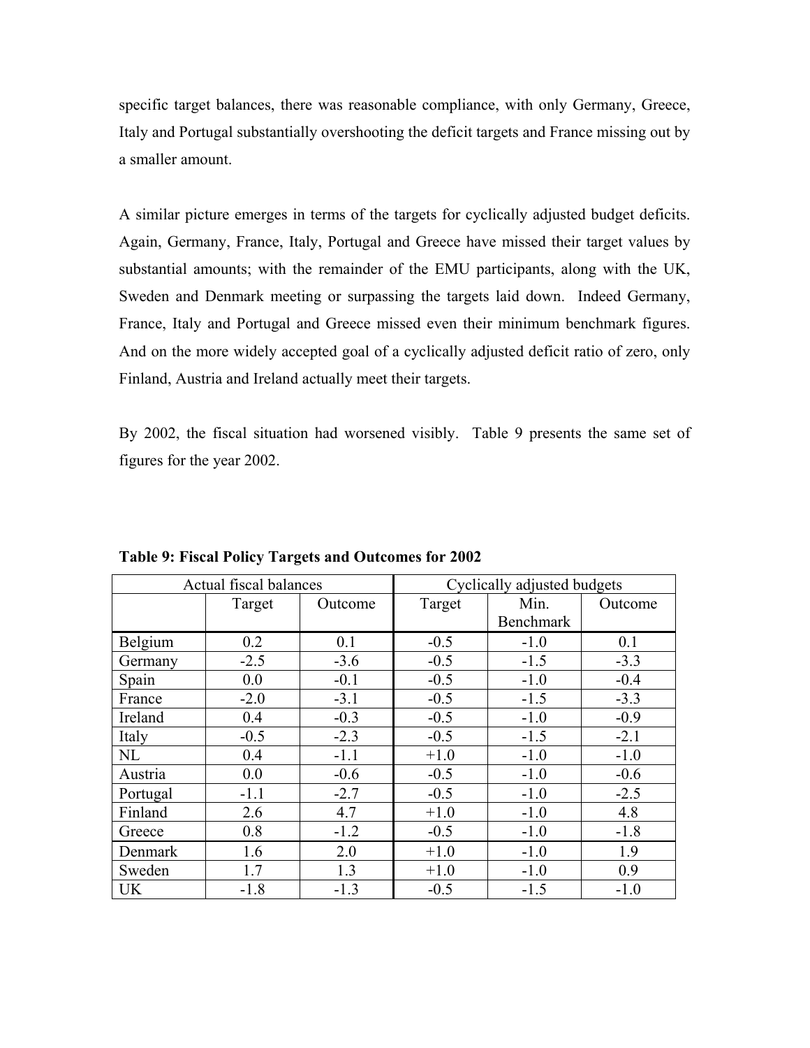specific target balances, there was reasonable compliance, with only Germany, Greece, Italy and Portugal substantially overshooting the deficit targets and France missing out by a smaller amount.

A similar picture emerges in terms of the targets for cyclically adjusted budget deficits. Again, Germany, France, Italy, Portugal and Greece have missed their target values by substantial amounts; with the remainder of the EMU participants, along with the UK, Sweden and Denmark meeting or surpassing the targets laid down. Indeed Germany, France, Italy and Portugal and Greece missed even their minimum benchmark figures. And on the more widely accepted goal of a cyclically adjusted deficit ratio of zero, only Finland, Austria and Ireland actually meet their targets.

By 2002, the fiscal situation had worsened visibly. Table 9 presents the same set of figures for the year 2002.

**Table 9: Fiscal Policy Targets and Outcomes for 2002**

| Actual fiscal balances | | | Cyclically adjusted budgets | | |
|---|---|---|---|---|---|
| | Target | Outcome | Target | Min. Benchmark | Outcome |
| Belgium | 0.2 | 0.1 | -0.5 | -1.0 | 0.1 |
| Germany | -2.5 | -3.6 | -0.5 | -1.5 | -3.3 |
| Spain | 0.0 | -0.1 | -0.5 | -1.0 | -0.4 |
| France | -2.0 | -3.1 | -0.5 | -1.5 | -3.3 |
| Ireland | 0.4 | -0.3 | -0.5 | -1.0 | -0.9 |
| Italy | -0.5 | -2.3 | -0.5 | -1.5 | -2.1 |
| NL | 0.4 | -1.1 | +1.0 | -1.0 | -1.0 |
| Austria | 0.0 | -0.6 | -0.5 | -1.0 | -0.6 |
| Portugal | -1.1 | -2.7 | -0.5 | -1.0 | -2.5 |
| Finland | 2.6 | 4.7 | +1.0 | -1.0 | 4.8 |
| Greece | 0.8 | -1.2 | -0.5 | -1.0 | -1.8 |
| Denmark | 1.6 | 2.0 | +1.0 | -1.0 | 1.9 |
| Sweden | 1.7 | 1.3 | +1.0 | -1.0 | 0.9 |
| UK | -1.8 | -1.3 | -0.5 | -1.5 | -1.0 |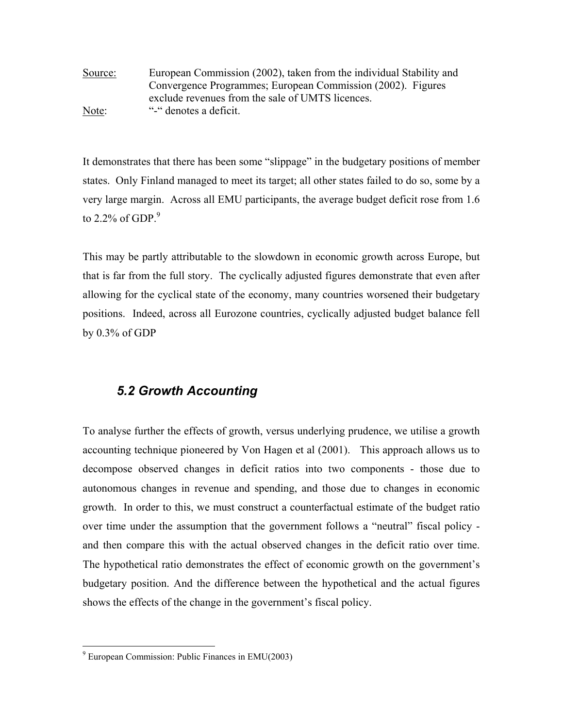Source: European Commission (2002), taken from the individual Stability and Convergence Programmes; European Commission (2002). Figures exclude revenues from the sale of UMTS licences.

Note: "-" denotes a deficit.

It demonstrates that there has been some "slippage" in the budgetary positions of member states. Only Finland managed to meet its target; all other states failed to do so, some by a very large margin. Across all EMU participants, the average budget deficit rose from 1.6 to 2.2% of GDP.[9]

This may be partly attributable to the slowdown in economic growth across Europe, but that is far from the full story. The cyclically adjusted figures demonstrate that even after allowing for the cyclical state of the economy, many countries worsened their budgetary positions. Indeed, across all Eurozone countries, cyclically adjusted budget balance fell by 0.3% of GDP

## *5.2 Growth Accounting*

To analyse further the effects of growth, versus underlying prudence, we utilise a growth accounting technique pioneered by Von Hagen et al (2001). This approach allows us to decompose observed changes in deficit ratios into two components - those due to autonomous changes in revenue and spending, and those due to changes in economic growth. In order to this, we must construct a counterfactual estimate of the budget ratio over time under the assumption that the government follows a "neutral" fiscal policy - and then compare this with the actual observed changes in the deficit ratio over time. The hypothetical ratio demonstrates the effect of economic growth on the government's budgetary position. And the difference between the hypothetical and the actual figures shows the effects of the change in the government's fiscal policy.

[9] European Commission: Public Finances in EMU(2003)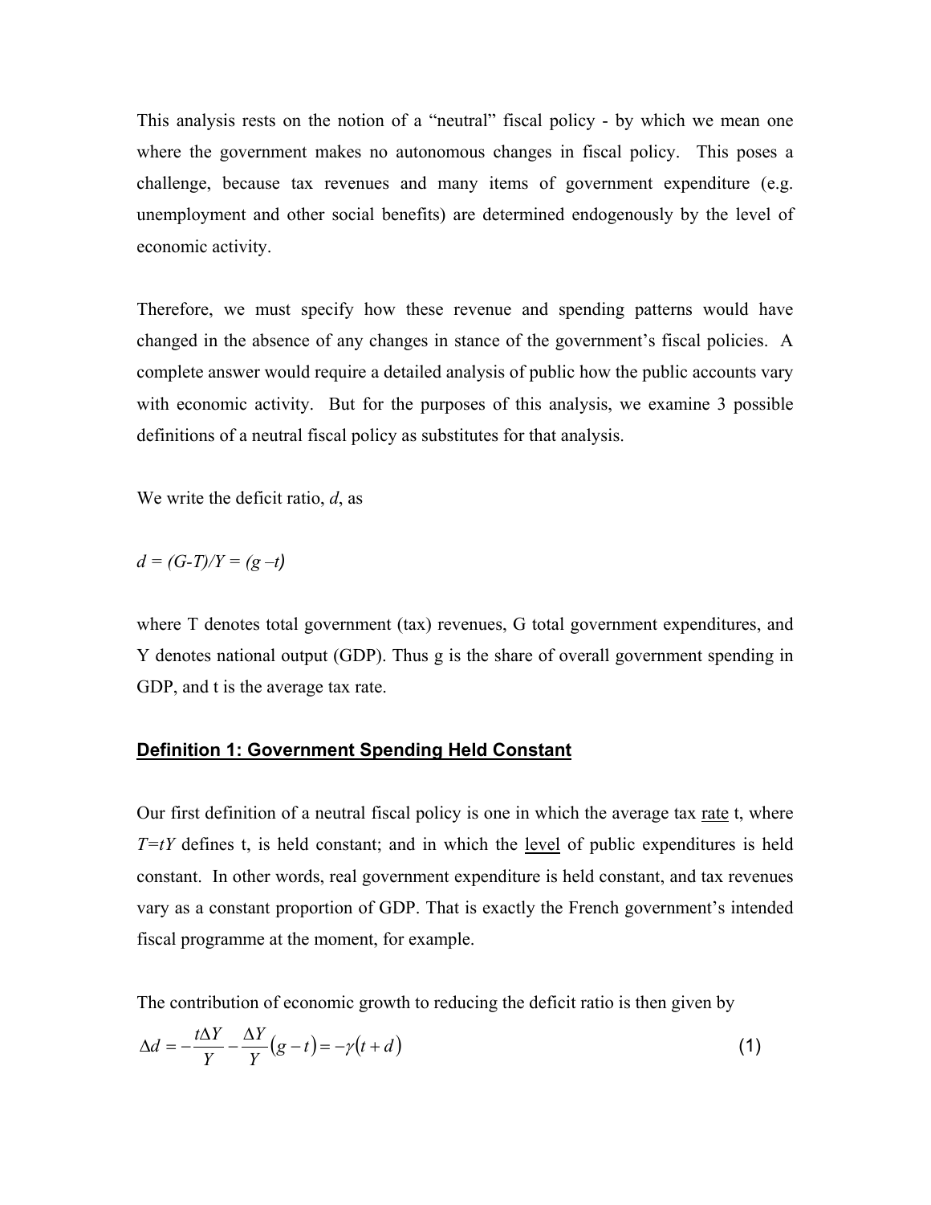This analysis rests on the notion of a "neutral" fiscal policy - by which we mean one where the government makes no autonomous changes in fiscal policy. This poses a challenge, because tax revenues and many items of government expenditure (e.g. unemployment and other social benefits) are determined endogenously by the level of economic activity.

Therefore, we must specify how these revenue and spending patterns would have changed in the absence of any changes in stance of the government's fiscal policies. A complete answer would require a detailed analysis of public how the public accounts vary with economic activity. But for the purposes of this analysis, we examine 3 possible definitions of a neutral fiscal policy as substitutes for that analysis.

We write the deficit ratio, $d$, as

$$d = (G-T)/Y = (g-t)$$

where T denotes total government (tax) revenues, G total government expenditures, and Y denotes national output (GDP). Thus g is the share of overall government spending in GDP, and t is the average tax rate.

## Definition 1: Government Spending Held Constant

Our first definition of a neutral fiscal policy is one in which the average tax rate t, where $T=tY$ defines t, is held constant; and in which the level of public expenditures is held constant. In other words, real government expenditure is held constant, and tax revenues vary as a constant proportion of GDP. That is exactly the French government's intended fiscal programme at the moment, for example.

The contribution of economic growth to reducing the deficit ratio is then given by

$$\Delta d = -\frac{t\Delta Y}{Y} - \frac{\Delta Y}{Y}(g-t) = -\gamma(t+d) \qquad (1)$$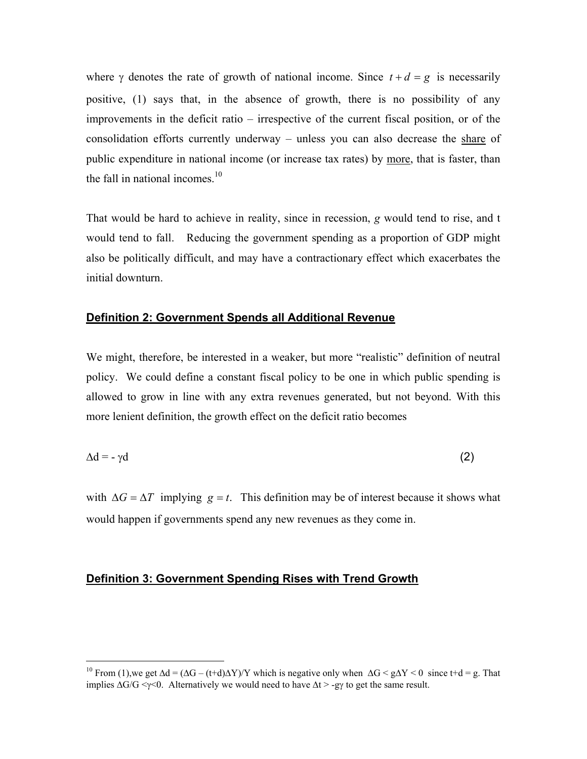where $\gamma$ denotes the rate of growth of national income. Since $t + d = g$ is necessarily positive, (1) says that, in the absence of growth, there is no possibility of any improvements in the deficit ratio – irrespective of the current fiscal position, or of the consolidation efforts currently underway – unless you can also decrease the <u>share</u> of public expenditure in national income (or increase tax rates) by <u>more</u>, that is faster, than the fall in national incomes.[10]

That would be hard to achieve in reality, since in recession, *g* would tend to rise, and t would tend to fall. Reducing the government spending as a proportion of GDP might also be politically difficult, and may have a contractionary effect which exacerbates the initial downturn.

## Definition 2: Government Spends all Additional Revenue

We might, therefore, be interested in a weaker, but more "realistic" definition of neutral policy. We could define a constant fiscal policy to be one in which public spending is allowed to grow in line with any extra revenues generated, but not beyond. With this more lenient definition, the growth effect on the deficit ratio becomes

$$\Delta d = -\gamma d \tag{2}$$

with $\Delta G = \Delta T$ implying $g = t$. This definition may be of interest because it shows what would happen if governments spend any new revenues as they come in.

## Definition 3: Government Spending Rises with Trend Growth

---

[10] From (1),we get $\Delta d = (\Delta G - (t+d)\Delta Y)/Y$ which is negative only when $\Delta G < g\Delta Y < 0$ since t+d = g. That implies $\Delta G/G < \gamma < 0$. Alternatively we would need to have $\Delta t > -g\gamma$ to get the same result.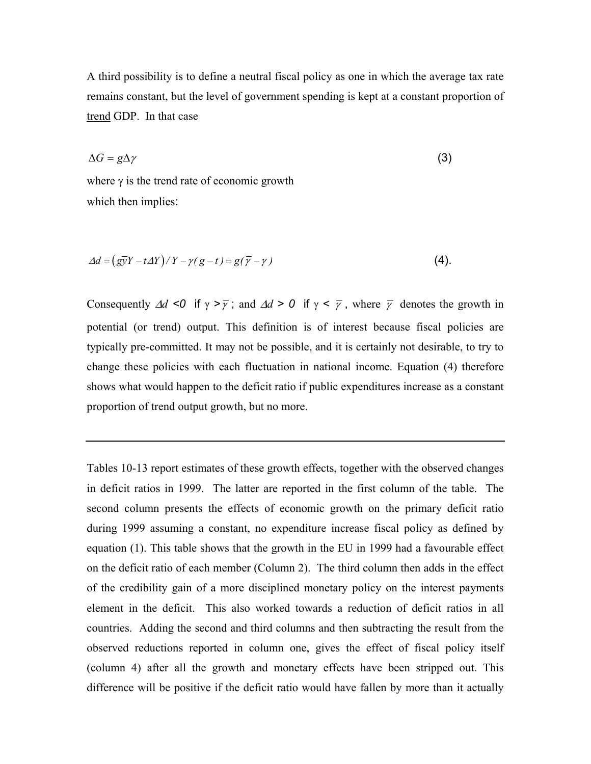A third possibility is to define a neutral fiscal policy as one in which the average tax rate remains constant, but the level of government spending is kept at a constant proportion of trend GDP. In that case

$$\Delta G = g\Delta\gamma \tag{3}$$

where $\gamma$ is the trend rate of economic growth

which then implies:

$$\Delta d = \left(g\bar{y}Y - t\Delta Y\right)/Y - \gamma(g - t) = g(\bar{\gamma} - \gamma) \tag{4}$$

Consequently $\Delta d < 0$ if $\gamma > \bar{\gamma}$ ; and $\Delta d > 0$ if $\gamma < \bar{\gamma}$ , where $\bar{\gamma}$ denotes the growth in potential (or trend) output. This definition is of interest because fiscal policies are typically pre-committed. It may not be possible, and it is certainly not desirable, to try to change these policies with each fluctuation in national income. Equation (4) therefore shows what would happen to the deficit ratio if public expenditures increase as a constant proportion of trend output growth, but no more.

---

Tables 10-13 report estimates of these growth effects, together with the observed changes in deficit ratios in 1999. The latter are reported in the first column of the table. The second column presents the effects of economic growth on the primary deficit ratio during 1999 assuming a constant, no expenditure increase fiscal policy as defined by equation (1). This table shows that the growth in the EU in 1999 had a favourable effect on the deficit ratio of each member (Column 2). The third column then adds in the effect of the credibility gain of a more disciplined monetary policy on the interest payments element in the deficit. This also worked towards a reduction of deficit ratios in all countries. Adding the second and third columns and then subtracting the result from the observed reductions reported in column one, gives the effect of fiscal policy itself (column 4) after all the growth and monetary effects have been stripped out. This difference will be positive if the deficit ratio would have fallen by more than it actually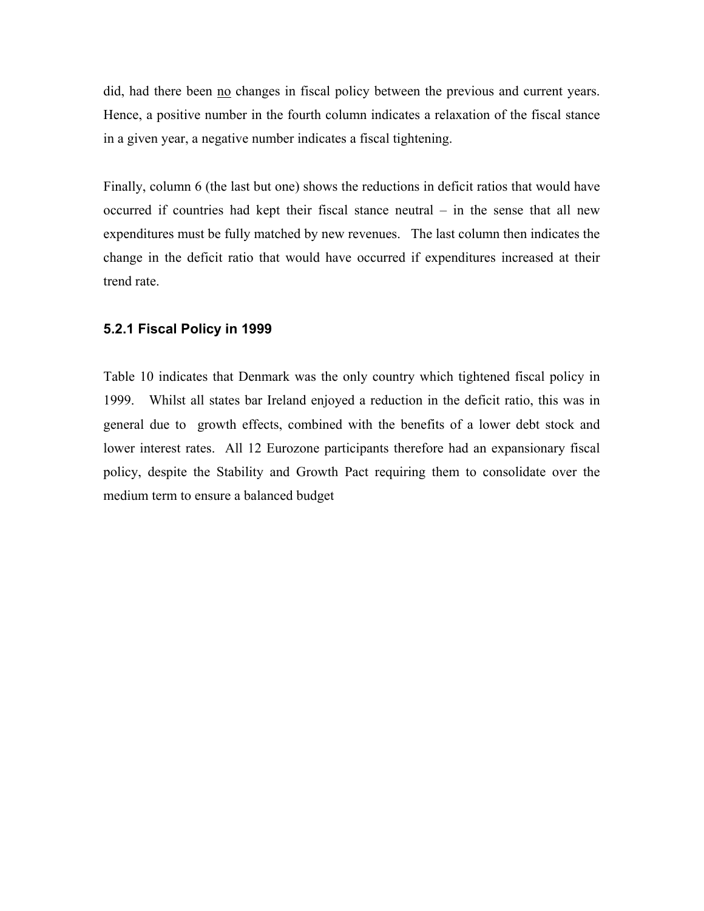did, had there been no changes in fiscal policy between the previous and current years. Hence, a positive number in the fourth column indicates a relaxation of the fiscal stance in a given year, a negative number indicates a fiscal tightening.

Finally, column 6 (the last but one) shows the reductions in deficit ratios that would have occurred if countries had kept their fiscal stance neutral – in the sense that all new expenditures must be fully matched by new revenues. The last column then indicates the change in the deficit ratio that would have occurred if expenditures increased at their trend rate.

### 5.2.1 Fiscal Policy in 1999

Table 10 indicates that Denmark was the only country which tightened fiscal policy in 1999. Whilst all states bar Ireland enjoyed a reduction in the deficit ratio, this was in general due to growth effects, combined with the benefits of a lower debt stock and lower interest rates. All 12 Eurozone participants therefore had an expansionary fiscal policy, despite the Stability and Growth Pact requiring them to consolidate over the medium term to ensure a balanced budget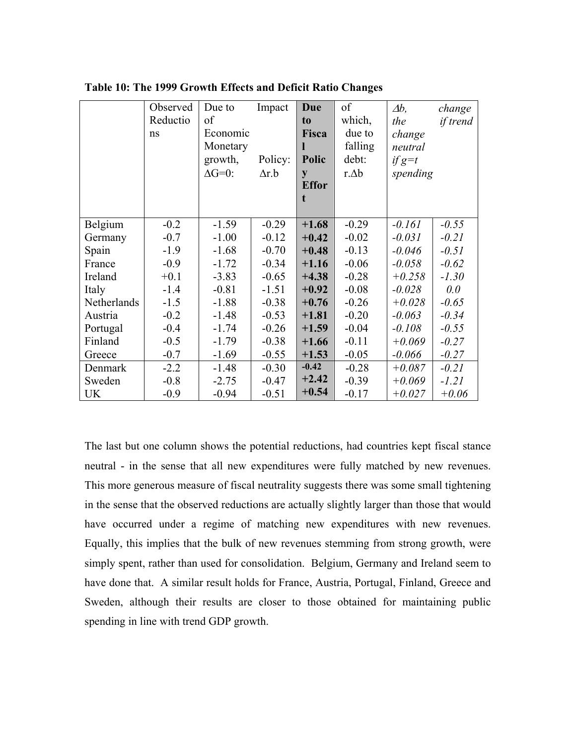**Table 10: The 1999 Growth Effects and Deficit Ratio Changes**

| | Observed Reductions | Due to Economic growth, $\Delta G=0$: | Impact of Monetary Policy: $\Delta r.b$ | **Due to Fiscal Policy Effort** | of which, due to falling debt: $r.\Delta b$ | *$\Delta b$, the change neutral if g=t spending* | *change if trend* |
|---|---|---|---|---|---|---|---|
| Belgium | -0.2 | -1.59 | -0.29 | **+1.68** | -0.29 | *-0.161* | *-0.55* |
| Germany | -0.7 | -1.00 | -0.12 | **+0.42** | -0.02 | *-0.031* | *-0.21* |
| Spain | -1.9 | -1.68 | -0.70 | **+0.48** | -0.13 | *-0.046* | *-0.51* |
| France | -0.9 | -1.72 | -0.34 | **+1.16** | -0.06 | *-0.058* | *-0.62* |
| Ireland | +0.1 | -3.83 | -0.65 | **+4.38** | -0.28 | *+0.258* | *-1.30* |
| Italy | -1.4 | -0.81 | -1.51 | **+0.92** | -0.08 | *-0.028* | *0.0* |
| Netherlands | -1.5 | -1.88 | -0.38 | **+0.76** | -0.26 | *+0.028* | *-0.65* |
| Austria | -0.2 | -1.48 | -0.53 | **+1.81** | -0.20 | *-0.063* | *-0.34* |
| Portugal | -0.4 | -1.74 | -0.26 | **+1.59** | -0.04 | *-0.108* | *-0.55* |
| Finland | -0.5 | -1.79 | -0.38 | **+1.66** | -0.11 | *+0.069* | *-0.27* |
| Greece | -0.7 | -1.69 | -0.55 | **+1.53** | -0.05 | *-0.066* | *-0.27* |
| Denmark | -2.2 | -1.48 | -0.30 | **-0.42** | -0.28 | *+0.087* | *-0.21* |
| Sweden | -0.8 | -2.75 | -0.47 | **+2.42** | -0.39 | *+0.069* | *-1.21* |
| UK | -0.9 | -0.94 | -0.51 | **+0.54** | -0.17 | *+0.027* | *+0.06* |

The last but one column shows the potential reductions, had countries kept fiscal stance neutral - in the sense that all new expenditures were fully matched by new revenues. This more generous measure of fiscal neutrality suggests there was some small tightening in the sense that the observed reductions are actually slightly larger than those that would have occurred under a regime of matching new expenditures with new revenues. Equally, this implies that the bulk of new revenues stemming from strong growth, were simply spent, rather than used for consolidation. Belgium, Germany and Ireland seem to have done that. A similar result holds for France, Austria, Portugal, Finland, Greece and Sweden, although their results are closer to those obtained for maintaining public spending in line with trend GDP growth.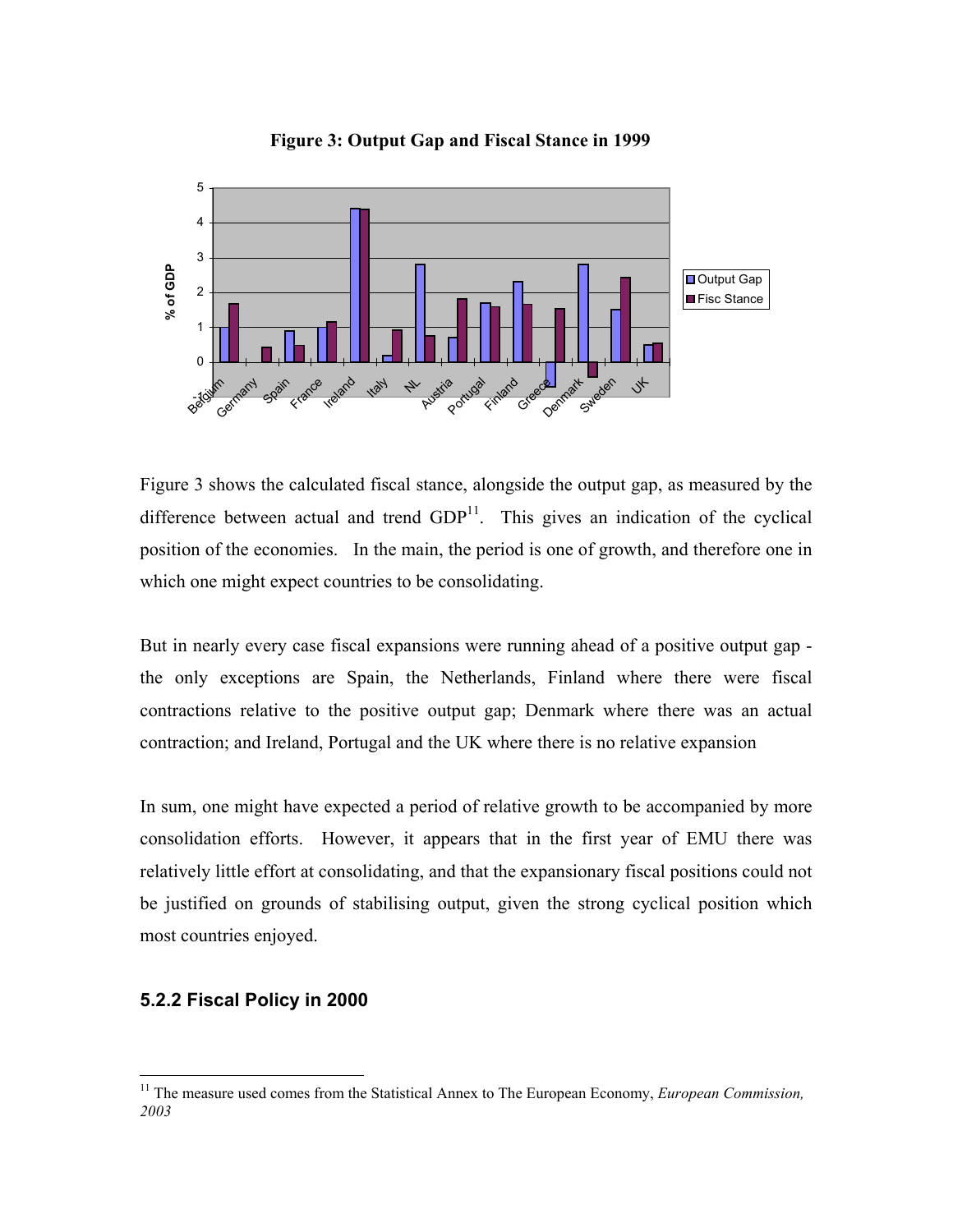**Figure 3: Output Gap and Fiscal Stance in 1999**

Figure 3 shows the calculated fiscal stance, alongside the output gap, as measured by the difference between actual and trend GDP[11]. This gives an indication of the cyclical position of the economies. In the main, the period is one of growth, and therefore one in which one might expect countries to be consolidating.

But in nearly every case fiscal expansions were running ahead of a positive output gap - the only exceptions are Spain, the Netherlands, Finland where there were fiscal contractions relative to the positive output gap; Denmark where there was an actual contraction; and Ireland, Portugal and the UK where there is no relative expansion

In sum, one might have expected a period of relative growth to be accompanied by more consolidation efforts. However, it appears that in the first year of EMU there was relatively little effort at consolidating, and that the expansionary fiscal positions could not be justified on grounds of stabilising output, given the strong cyclical position which most countries enjoyed.

### 5.2.2 Fiscal Policy in 2000

[11] The measure used comes from the Statistical Annex to The European Economy, *European Commission, 2003*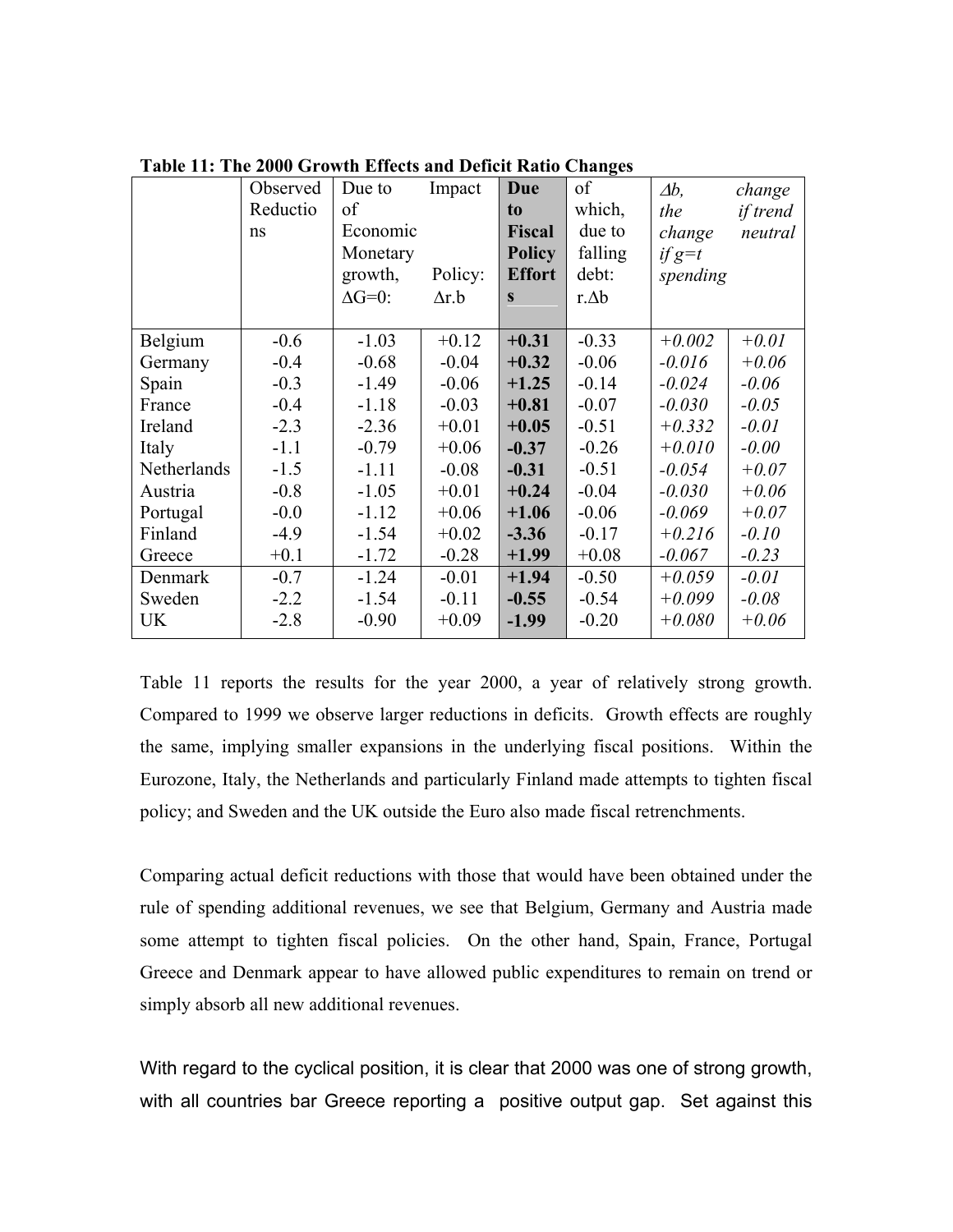**Table 11: The 2000 Growth Effects and Deficit Ratio Changes**

| | Observed Reductions | Due to of Economic growth, $\Delta G=0$: | Impact Monetary Policy: $\Delta r.b$ | **Due to Fiscal Policy Efforts** | of which, due to falling debt: $r.\Delta b$ | *$\Delta b$, the change if g=t spending* | *change if trend neutral* |
|---|---|---|---|---|---|---|---|
| Belgium | -0.6 | -1.03 | +0.12 | **+0.31** | -0.33 | *+0.002* | *+0.01* |
| Germany | -0.4 | -0.68 | -0.04 | **+0.32** | -0.06 | *-0.016* | *+0.06* |
| Spain | -0.3 | -1.49 | -0.06 | **+1.25** | -0.14 | *-0.024* | *-0.06* |
| France | -0.4 | -1.18 | -0.03 | **+0.81** | -0.07 | *-0.030* | *-0.05* |
| Ireland | -2.3 | -2.36 | +0.01 | **+0.05** | -0.51 | *+0.332* | *-0.01* |
| Italy | -1.1 | -0.79 | +0.06 | **-0.37** | -0.26 | *+0.010* | *-0.00* |
| Netherlands | -1.5 | -1.11 | -0.08 | **-0.31** | -0.51 | *-0.054* | *+0.07* |
| Austria | -0.8 | -1.05 | +0.01 | **+0.24** | -0.04 | *-0.030* | *+0.06* |
| Portugal | -0.0 | -1.12 | +0.06 | **+1.06** | -0.06 | *-0.069* | *+0.07* |
| Finland | -4.9 | -1.54 | +0.02 | **-3.36** | -0.17 | *+0.216* | *-0.10* |
| Greece | +0.1 | -1.72 | -0.28 | **+1.99** | +0.08 | *-0.067* | *-0.23* |
| Denmark | -0.7 | -1.24 | -0.01 | **+1.94** | -0.50 | *+0.059* | *-0.01* |
| Sweden | -2.2 | -1.54 | -0.11 | **-0.55** | -0.54 | *+0.099* | *-0.08* |
| UK | -2.8 | -0.90 | +0.09 | **-1.99** | -0.20 | *+0.080* | *+0.06* |

Table 11 reports the results for the year 2000, a year of relatively strong growth. Compared to 1999 we observe larger reductions in deficits. Growth effects are roughly the same, implying smaller expansions in the underlying fiscal positions. Within the Eurozone, Italy, the Netherlands and particularly Finland made attempts to tighten fiscal policy; and Sweden and the UK outside the Euro also made fiscal retrenchments.

Comparing actual deficit reductions with those that would have been obtained under the rule of spending additional revenues, we see that Belgium, Germany and Austria made some attempt to tighten fiscal policies. On the other hand, Spain, France, Portugal Greece and Denmark appear to have allowed public expenditures to remain on trend or simply absorb all new additional revenues.

With regard to the cyclical position, it is clear that 2000 was one of strong growth, with all countries bar Greece reporting a positive output gap. Set against this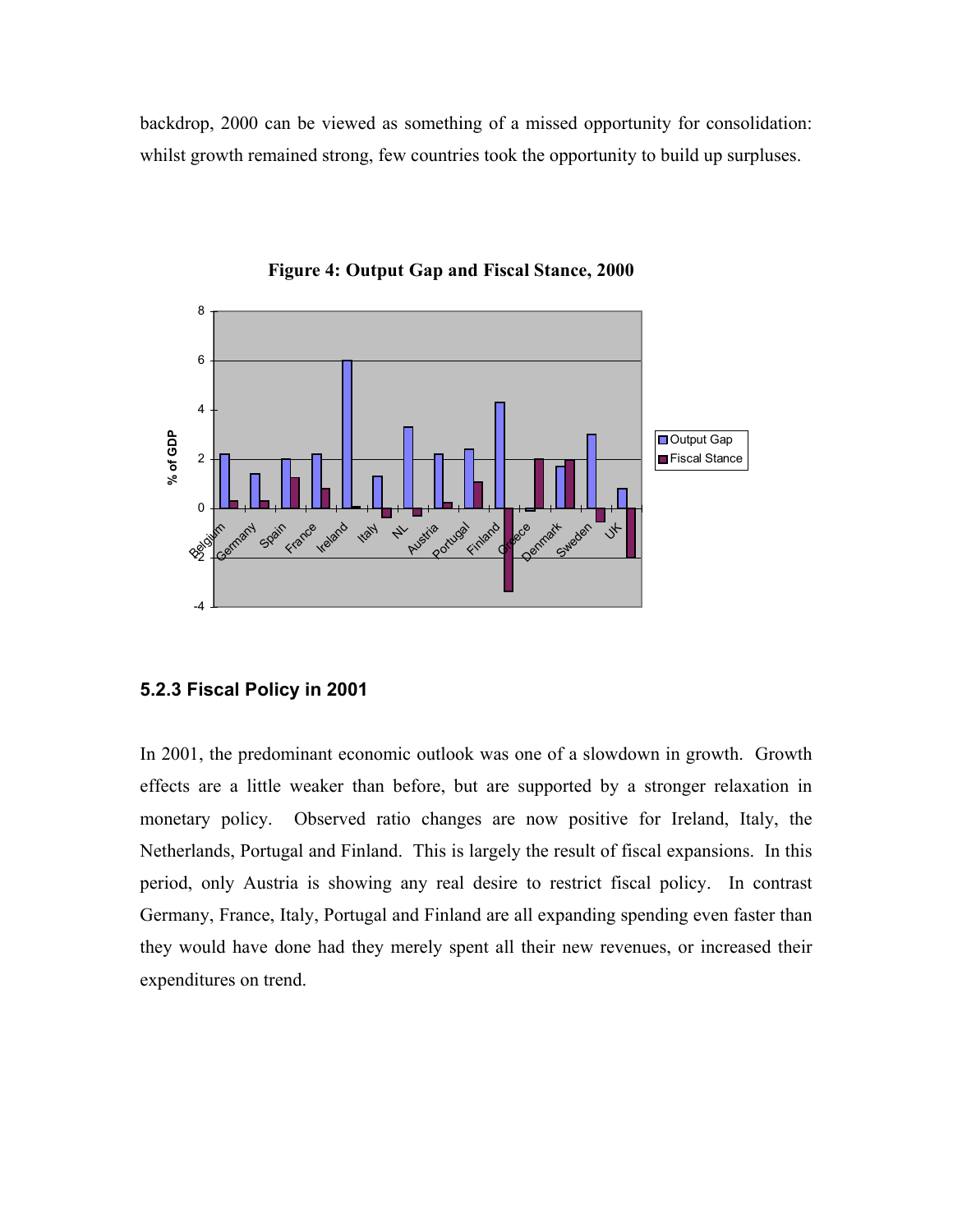backdrop, 2000 can be viewed as something of a missed opportunity for consolidation: whilst growth remained strong, few countries took the opportunity to build up surpluses.

**Figure 4: Output Gap and Fiscal Stance, 2000**

### 5.2.3 Fiscal Policy in 2001

In 2001, the predominant economic outlook was one of a slowdown in growth. Growth effects are a little weaker than before, but are supported by a stronger relaxation in monetary policy. Observed ratio changes are now positive for Ireland, Italy, the Netherlands, Portugal and Finland. This is largely the result of fiscal expansions. In this period, only Austria is showing any real desire to restrict fiscal policy. In contrast Germany, France, Italy, Portugal and Finland are all expanding spending even faster than they would have done had they merely spent all their new revenues, or increased their expenditures on trend.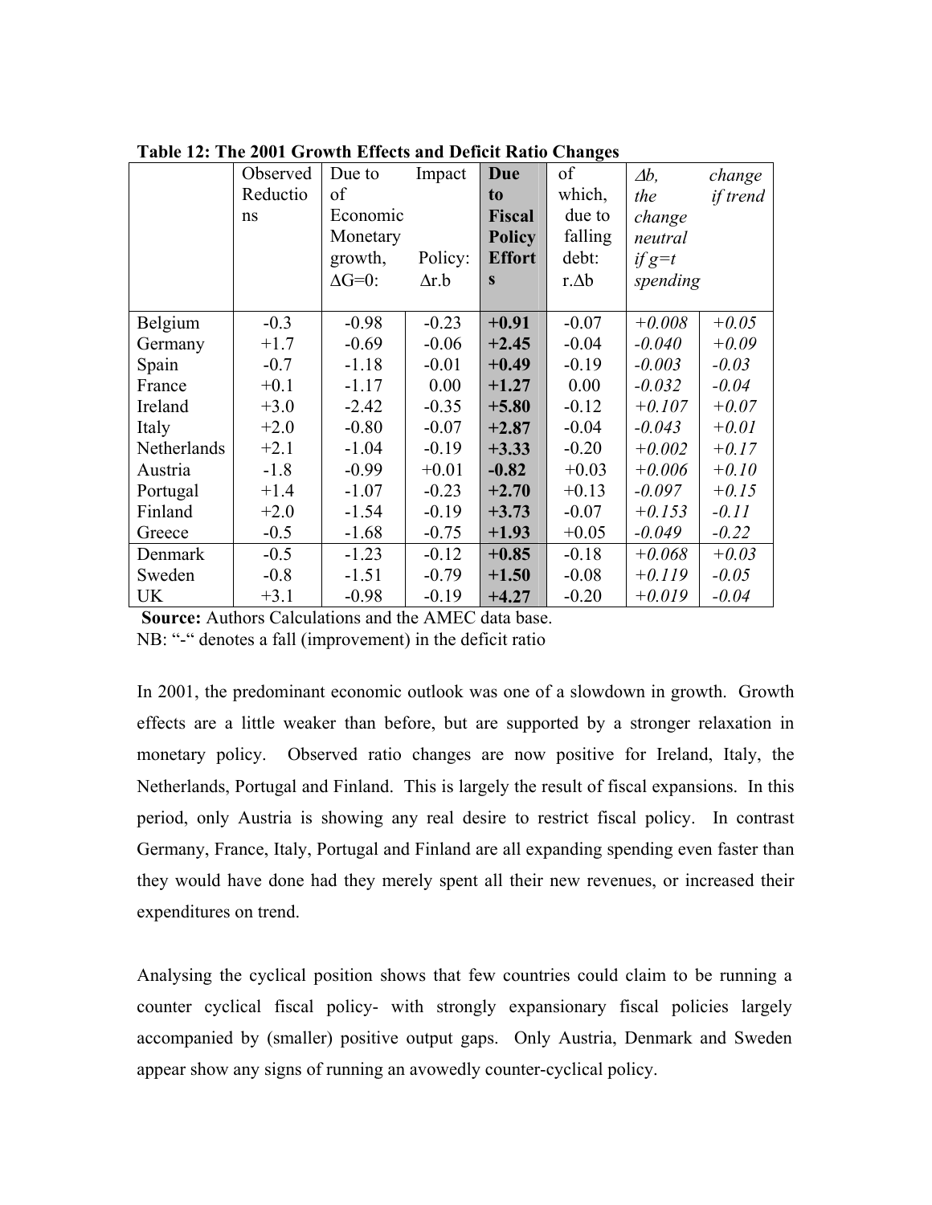**Table 12: The 2001 Growth Effects and Deficit Ratio Changes**

| | Observed Reductions | Due to Economic growth, $\Delta G=0$: | Impact of Monetary Policy: $\Delta r.b$ | **Due to Fiscal Policy Efforts** | of which, due to falling debt: $r.\Delta b$ | *$\Delta b$, the change neutral if g=t* | *change if trend spending* |
|---|---|---|---|---|---|---|---|
| Belgium | -0.3 | -0.98 | -0.23 | **+0.91** | -0.07 | *+0.008* | *+0.05* |
| Germany | +1.7 | -0.69 | -0.06 | **+2.45** | -0.04 | *-0.040* | *+0.09* |
| Spain | -0.7 | -1.18 | -0.01 | **+0.49** | -0.19 | *-0.003* | *-0.03* |
| France | +0.1 | -1.17 | 0.00 | **+1.27** | 0.00 | *-0.032* | *-0.04* |
| Ireland | +3.0 | -2.42 | -0.35 | **+5.80** | -0.12 | *+0.107* | *+0.07* |
| Italy | +2.0 | -0.80 | -0.07 | **+2.87** | -0.04 | *-0.043* | *+0.01* |
| Netherlands | +2.1 | -1.04 | -0.19 | **+3.33** | -0.20 | *+0.002* | *+0.17* |
| Austria | -1.8 | -0.99 | +0.01 | **-0.82** | +0.03 | *+0.006* | *+0.10* |
| Portugal | +1.4 | -1.07 | -0.23 | **+2.70** | +0.13 | *-0.097* | *+0.15* |
| Finland | +2.0 | -1.54 | -0.19 | **+3.73** | -0.07 | *+0.153* | *-0.11* |
| Greece | -0.5 | -1.68 | -0.75 | **+1.93** | +0.05 | *-0.049* | *-0.22* |
| Denmark | -0.5 | -1.23 | -0.12 | **+0.85** | -0.18 | *+0.068* | *+0.03* |
| Sweden | -0.8 | -1.51 | -0.79 | **+1.50** | -0.08 | *+0.119* | *-0.05* |
| UK | +3.1 | -0.98 | -0.19 | **+4.27** | -0.20 | *+0.019* | *-0.04* |

**Source:** Authors Calculations and the AMEC data base.
NB: "-" denotes a fall (improvement) in the deficit ratio

In 2001, the predominant economic outlook was one of a slowdown in growth. Growth effects are a little weaker than before, but are supported by a stronger relaxation in monetary policy. Observed ratio changes are now positive for Ireland, Italy, the Netherlands, Portugal and Finland. This is largely the result of fiscal expansions. In this period, only Austria is showing any real desire to restrict fiscal policy. In contrast Germany, France, Italy, Portugal and Finland are all expanding spending even faster than they would have done had they merely spent all their new revenues, or increased their expenditures on trend.

Analysing the cyclical position shows that few countries could claim to be running a counter cyclical fiscal policy- with strongly expansionary fiscal policies largely accompanied by (smaller) positive output gaps. Only Austria, Denmark and Sweden appear show any signs of running an avowedly counter-cyclical policy.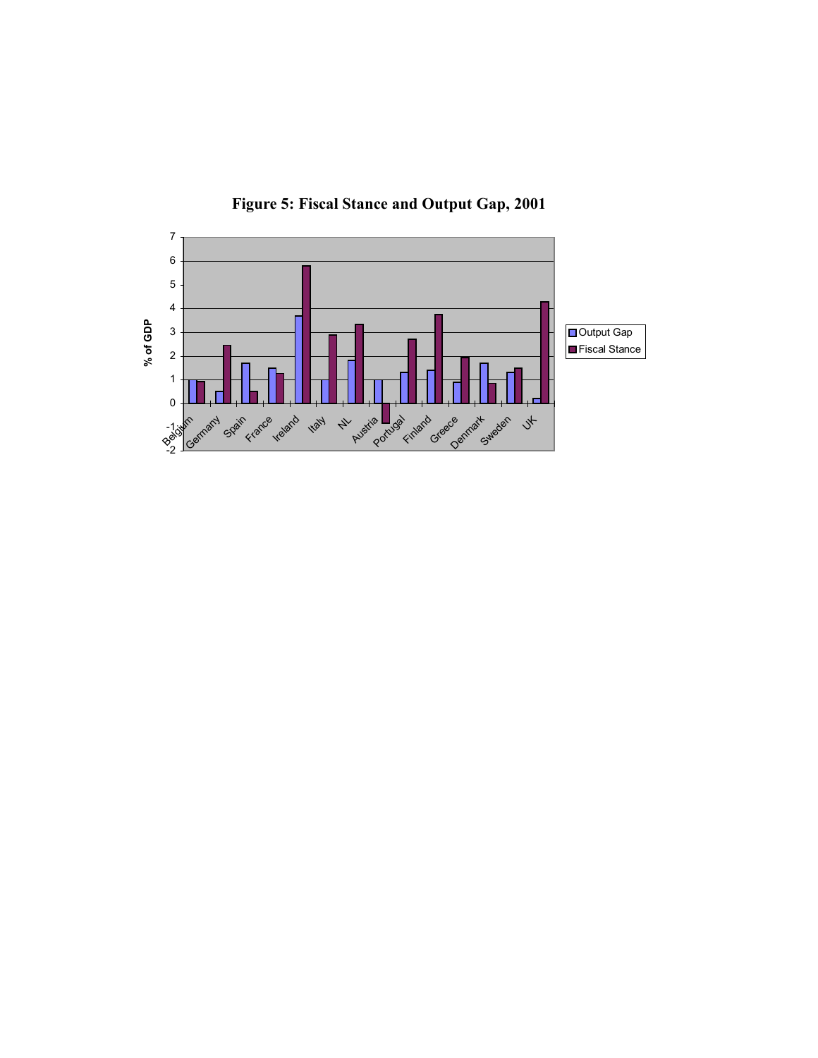**Figure 5: Fiscal Stance and Output Gap, 2001**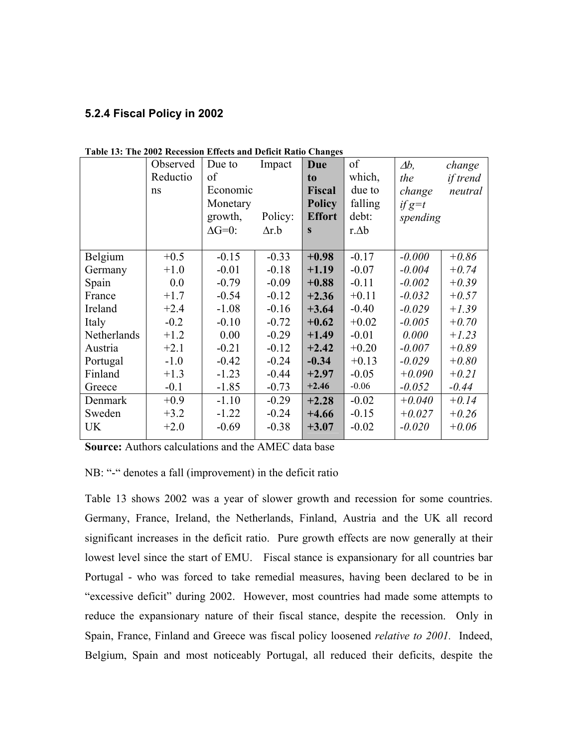### 5.2.4 Fiscal Policy in 2002

**Table 13: The 2002 Recession Effects and Deficit Ratio Changes**

| | Observed Reductions | Due to of Economic growth, $\Delta G=0$: | Impact Monetary Policy: $\Delta r.b$ | **Due to Fiscal Policy Efforts** | of which, due to falling debt: $r.\Delta b$ | *$\Delta b$, the change if g=t spending* | *change if trend neutral* |
|---|---|---|---|---|---|---|---|
| Belgium | +0.5 | -0.15 | -0.33 | **+0.98** | -0.17 | *-0.000* | *+0.86* |
| Germany | +1.0 | -0.01 | -0.18 | **+1.19** | -0.07 | *-0.004* | *+0.74* |
| Spain | 0.0 | -0.79 | -0.09 | **+0.88** | -0.11 | *-0.002* | *+0.39* |
| France | +1.7 | -0.54 | -0.12 | **+2.36** | +0.11 | *-0.032* | *+0.57* |
| Ireland | +2.4 | -1.08 | -0.16 | **+3.64** | -0.40 | *-0.029* | *+1.39* |
| Italy | -0.2 | -0.10 | -0.72 | **+0.62** | +0.02 | *-0.005* | *+0.70* |
| Netherlands | +1.2 | 0.00 | -0.29 | **+1.49** | -0.01 | *0.000* | *+1.23* |
| Austria | +2.1 | -0.21 | -0.12 | **+2.42** | +0.20 | *-0.007* | *+0.89* |
| Portugal | -1.0 | -0.42 | -0.24 | **-0.34** | +0.13 | *-0.029* | *+0.80* |
| Finland | +1.3 | -1.23 | -0.44 | **+2.97** | -0.05 | *+0.090* | *+0.21* |
| Greece | -0.1 | -1.85 | -0.73 | **+2.46** | -0.06 | *-0.052* | *-0.44* |
| Denmark | +0.9 | -1.10 | -0.29 | **+2.28** | -0.02 | *+0.040* | *+0.14* |
| Sweden | +3.2 | -1.22 | -0.24 | **+4.66** | -0.15 | *+0.027* | *+0.26* |
| UK | +2.0 | -0.69 | -0.38 | **+3.07** | -0.02 | *-0.020* | *+0.06* |

**Source:** Authors calculations and the AMEC data base

NB: "-" denotes a fall (improvement) in the deficit ratio

Table 13 shows 2002 was a year of slower growth and recession for some countries. Germany, France, Ireland, the Netherlands, Finland, Austria and the UK all record significant increases in the deficit ratio. Pure growth effects are now generally at their lowest level since the start of EMU. Fiscal stance is expansionary for all countries bar Portugal - who was forced to take remedial measures, having been declared to be in "excessive deficit" during 2002. However, most countries had made some attempts to reduce the expansionary nature of their fiscal stance, despite the recession. Only in Spain, France, Finland and Greece was fiscal policy loosened *relative to 2001.* Indeed, Belgium, Spain and most noticeably Portugal, all reduced their deficits, despite the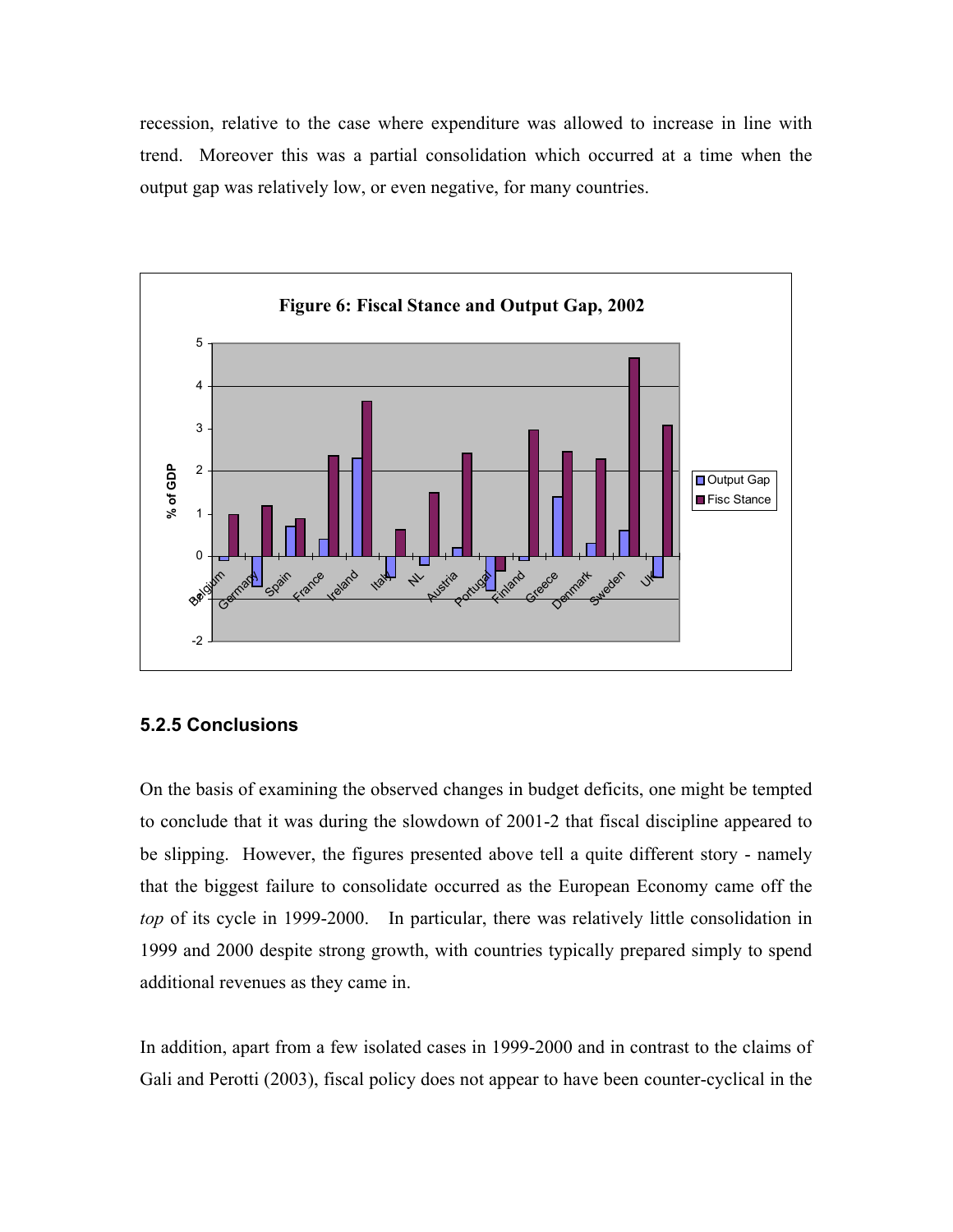recession, relative to the case where expenditure was allowed to increase in line with trend. Moreover this was a partial consolidation which occurred at a time when the output gap was relatively low, or even negative, for many countries.

**Figure 6: Fiscal Stance and Output Gap, 2002**

### 5.2.5 Conclusions

On the basis of examining the observed changes in budget deficits, one might be tempted to conclude that it was during the slowdown of 2001-2 that fiscal discipline appeared to be slipping. However, the figures presented above tell a quite different story - namely that the biggest failure to consolidate occurred as the European Economy came off the *top* of its cycle in 1999-2000. In particular, there was relatively little consolidation in 1999 and 2000 despite strong growth, with countries typically prepared simply to spend additional revenues as they came in.

In addition, apart from a few isolated cases in 1999-2000 and in contrast to the claims of Gali and Perotti (2003), fiscal policy does not appear to have been counter-cyclical in the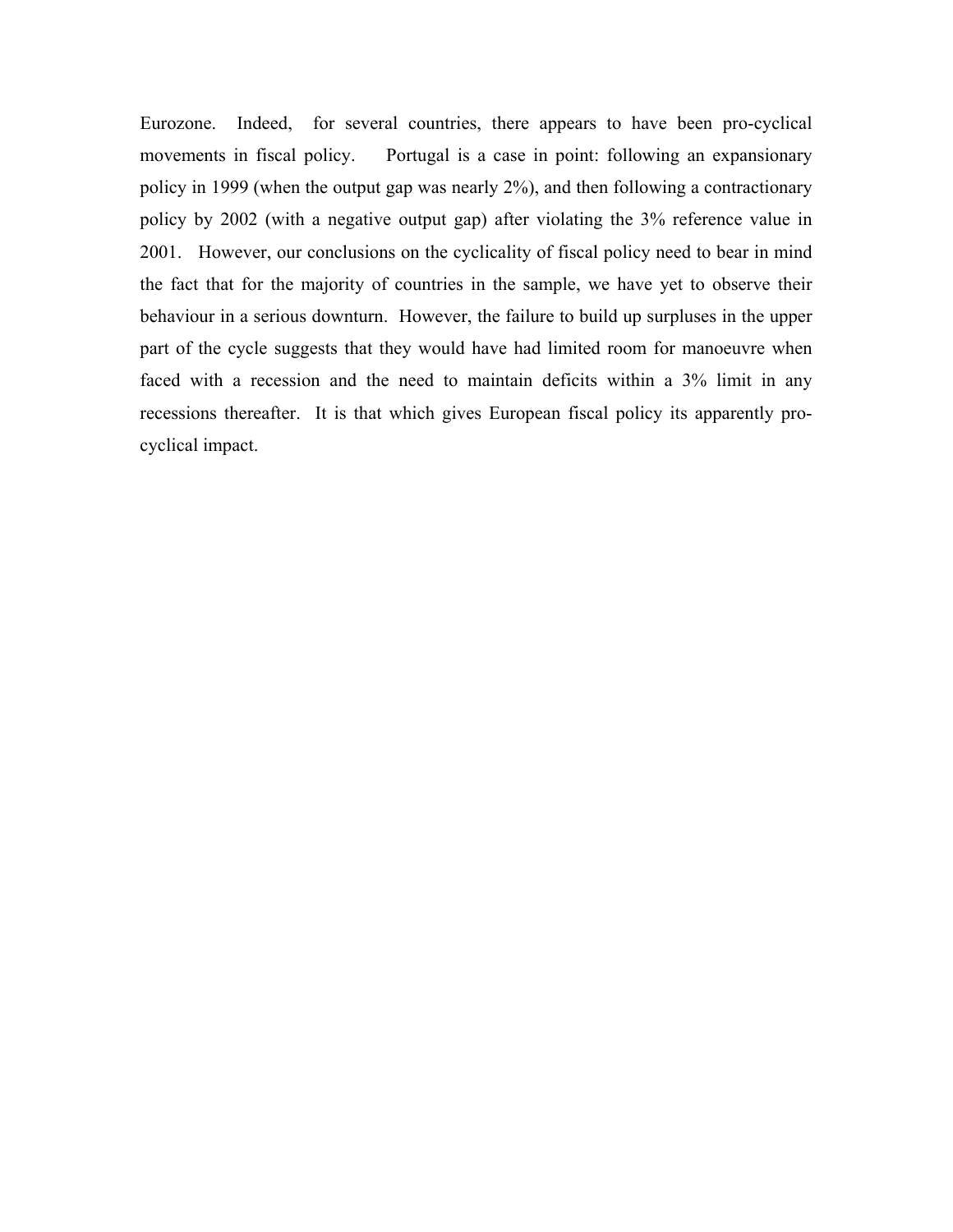Eurozone. Indeed, for several countries, there appears to have been pro-cyclical movements in fiscal policy. Portugal is a case in point: following an expansionary policy in 1999 (when the output gap was nearly 2%), and then following a contractionary policy by 2002 (with a negative output gap) after violating the 3% reference value in 2001. However, our conclusions on the cyclicality of fiscal policy need to bear in mind the fact that for the majority of countries in the sample, we have yet to observe their behaviour in a serious downturn. However, the failure to build up surpluses in the upper part of the cycle suggests that they would have had limited room for manoeuvre when faced with a recession and the need to maintain deficits within a 3% limit in any recessions thereafter. It is that which gives European fiscal policy its apparently pro-cyclical impact.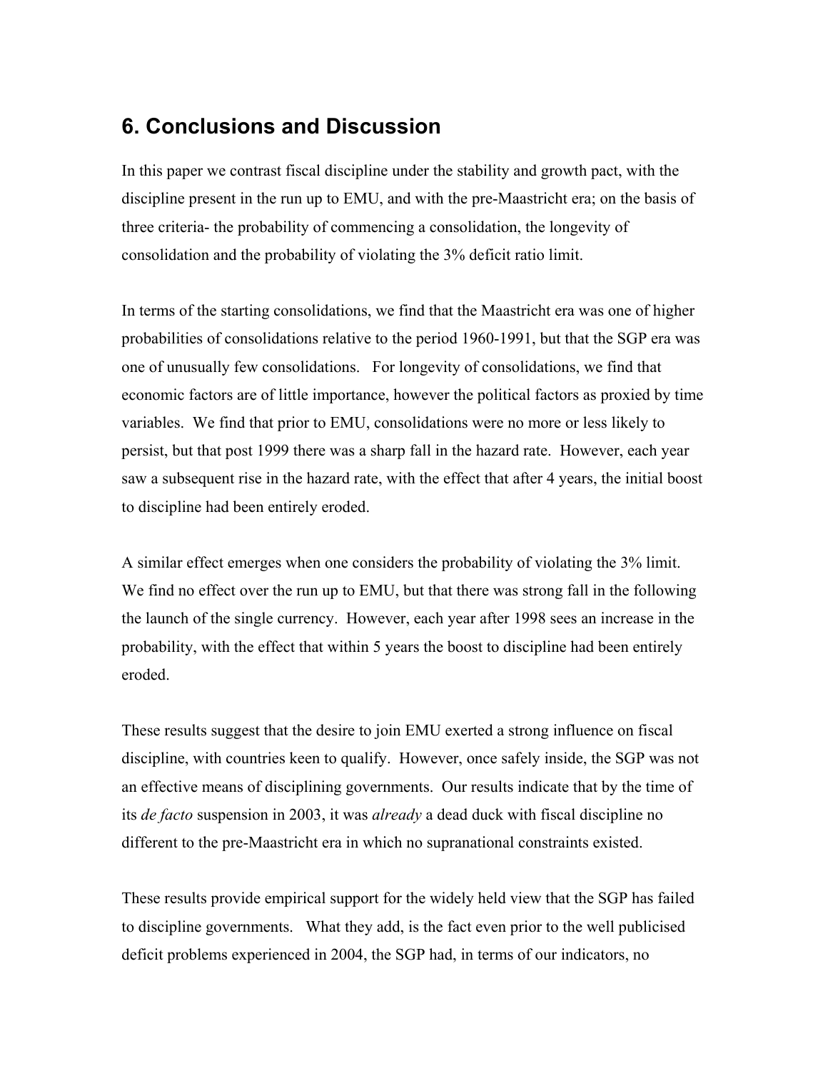## 6. Conclusions and Discussion

In this paper we contrast fiscal discipline under the stability and growth pact, with the discipline present in the run up to EMU, and with the pre-Maastricht era; on the basis of three criteria- the probability of commencing a consolidation, the longevity of consolidation and the probability of violating the 3% deficit ratio limit.

In terms of the starting consolidations, we find that the Maastricht era was one of higher probabilities of consolidations relative to the period 1960-1991, but that the SGP era was one of unusually few consolidations. For longevity of consolidations, we find that economic factors are of little importance, however the political factors as proxied by time variables. We find that prior to EMU, consolidations were no more or less likely to persist, but that post 1999 there was a sharp fall in the hazard rate. However, each year saw a subsequent rise in the hazard rate, with the effect that after 4 years, the initial boost to discipline had been entirely eroded.

A similar effect emerges when one considers the probability of violating the 3% limit. We find no effect over the run up to EMU, but that there was strong fall in the following the launch of the single currency. However, each year after 1998 sees an increase in the probability, with the effect that within 5 years the boost to discipline had been entirely eroded.

These results suggest that the desire to join EMU exerted a strong influence on fiscal discipline, with countries keen to qualify. However, once safely inside, the SGP was not an effective means of disciplining governments. Our results indicate that by the time of its *de facto* suspension in 2003, it was *already* a dead duck with fiscal discipline no different to the pre-Maastricht era in which no supranational constraints existed.

These results provide empirical support for the widely held view that the SGP has failed to discipline governments. What they add, is the fact even prior to the well publicised deficit problems experienced in 2004, the SGP had, in terms of our indicators, no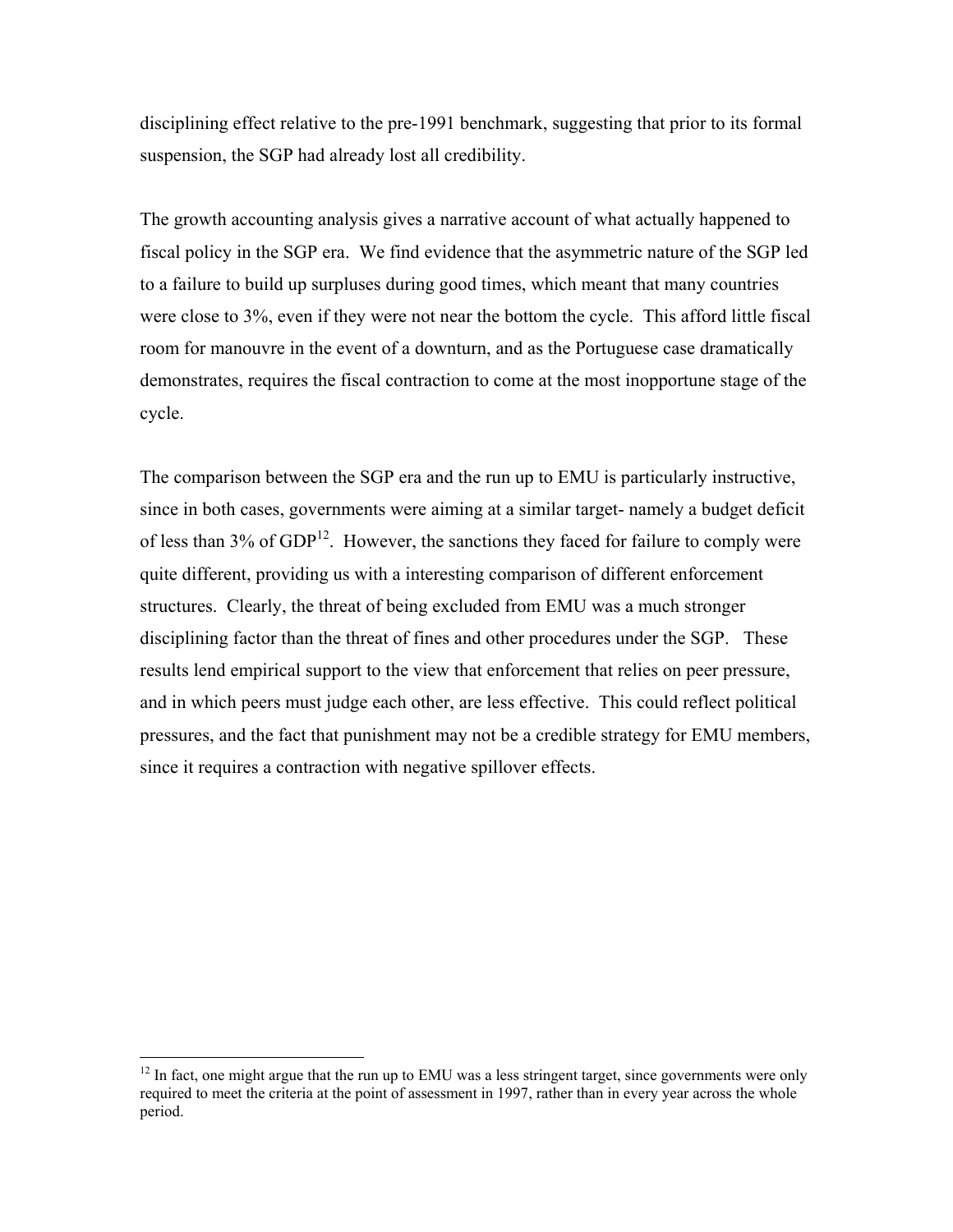disciplining effect relative to the pre-1991 benchmark, suggesting that prior to its formal suspension, the SGP had already lost all credibility.

The growth accounting analysis gives a narrative account of what actually happened to fiscal policy in the SGP era. We find evidence that the asymmetric nature of the SGP led to a failure to build up surpluses during good times, which meant that many countries were close to 3%, even if they were not near the bottom the cycle. This afford little fiscal room for manouvre in the event of a downturn, and as the Portuguese case dramatically demonstrates, requires the fiscal contraction to come at the most inopportune stage of the cycle.

The comparison between the SGP era and the run up to EMU is particularly instructive, since in both cases, governments were aiming at a similar target- namely a budget deficit of less than 3% of GDP[12]. However, the sanctions they faced for failure to comply were quite different, providing us with a interesting comparison of different enforcement structures. Clearly, the threat of being excluded from EMU was a much stronger disciplining factor than the threat of fines and other procedures under the SGP. These results lend empirical support to the view that enforcement that relies on peer pressure, and in which peers must judge each other, are less effective. This could reflect political pressures, and the fact that punishment may not be a credible strategy for EMU members, since it requires a contraction with negative spillover effects.

[12] In fact, one might argue that the run up to EMU was a less stringent target, since governments were only required to meet the criteria at the point of assessment in 1997, rather than in every year across the whole period.